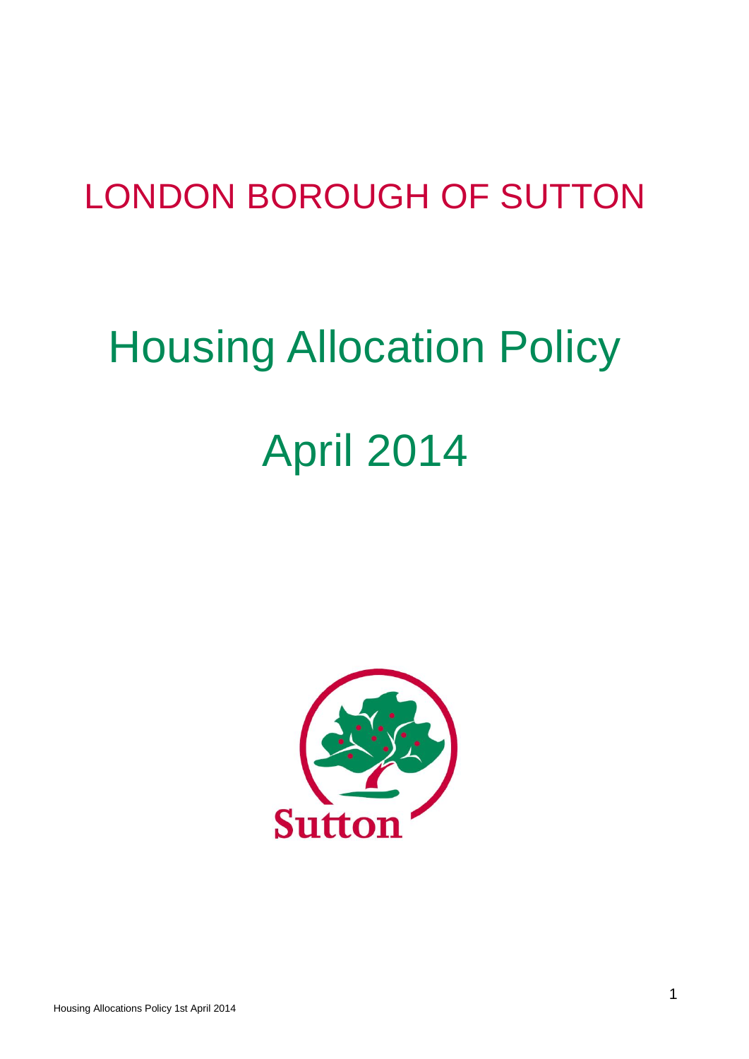# LONDON BOROUGH OF SUTTON

# Housing Allocation Policy

# April 2014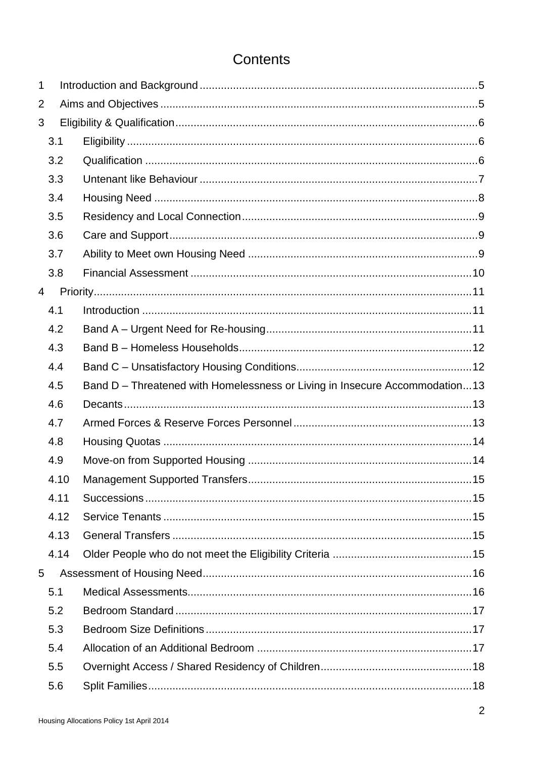# Contents

| | | |
|---|---|---|
| 1 | Introduction and Background | 5 |
| 2 | Aims and Objectives | 5 |
| 3 | Eligibility & Qualification | 6 |
| 3.1 | Eligibility | 6 |
| 3.2 | Qualification | 6 |
| 3.3 | Untenant like Behaviour | 7 |
| 3.4 | Housing Need | 8 |
| 3.5 | Residency and Local Connection | 9 |
| 3.6 | Care and Support | 9 |
| 3.7 | Ability to Meet own Housing Need | 9 |
| 3.8 | Financial Assessment | 10 |
| 4 | Priority | 11 |
| 4.1 | Introduction | 11 |
| 4.2 | Band A – Urgent Need for Re-housing | 11 |
| 4.3 | Band B – Homeless Households | 12 |
| 4.4 | Band C – Unsatisfactory Housing Conditions | 12 |
| 4.5 | Band D – Threatened with Homelessness or Living in Insecure Accommodation | 13 |
| 4.6 | Decants | 13 |
| 4.7 | Armed Forces & Reserve Forces Personnel | 13 |
| 4.8 | Housing Quotas | 14 |
| 4.9 | Move-on from Supported Housing | 14 |
| 4.10 | Management Supported Transfers | 15 |
| 4.11 | Successions | 15 |
| 4.12 | Service Tenants | 15 |
| 4.13 | General Transfers | 15 |
| 4.14 | Older People who do not meet the Eligibility Criteria | 15 |
| 5 | Assessment of Housing Need | 16 |
| 5.1 | Medical Assessments | 16 |
| 5.2 | Bedroom Standard | 17 |
| 5.3 | Bedroom Size Definitions | 17 |
| 5.4 | Allocation of an Additional Bedroom | 17 |
| 5.5 | Overnight Access / Shared Residency of Children | 18 |
| 5.6 | Split Families | 18 |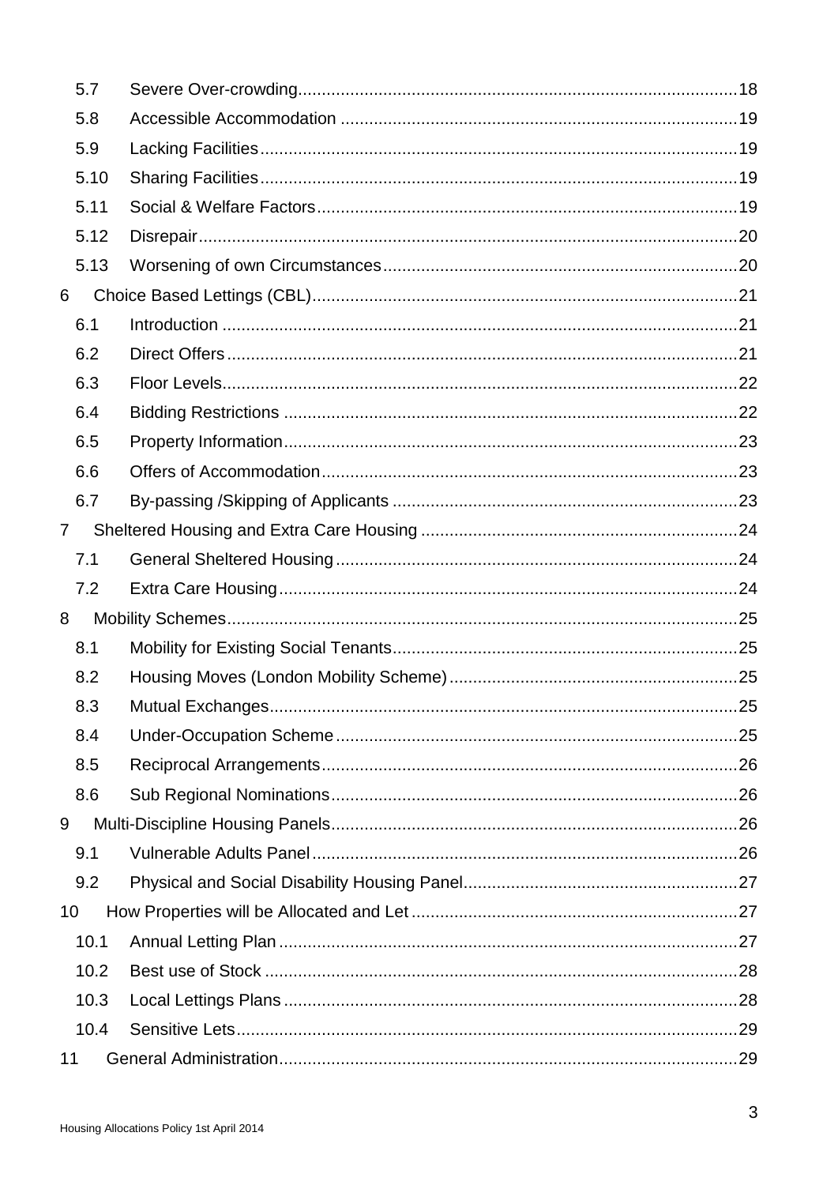| | | |
|---|---|---|
| 5.7 | Severe Over-crowding | 18 |
| 5.8 | Accessible Accommodation | 19 |
| 5.9 | Lacking Facilities | 19 |
| 5.10 | Sharing Facilities | 19 |
| 5.11 | Social & Welfare Factors | 19 |
| 5.12 | Disrepair | 20 |
| 5.13 | Worsening of own Circumstances | 20 |
| 6 | Choice Based Lettings (CBL) | 21 |
| 6.1 | Introduction | 21 |
| 6.2 | Direct Offers | 21 |
| 6.3 | Floor Levels | 22 |
| 6.4 | Bidding Restrictions | 22 |
| 6.5 | Property Information | 23 |
| 6.6 | Offers of Accommodation | 23 |
| 6.7 | By-passing /Skipping of Applicants | 23 |
| 7 | Sheltered Housing and Extra Care Housing | 24 |
| 7.1 | General Sheltered Housing | 24 |
| 7.2 | Extra Care Housing | 24 |
| 8 | Mobility Schemes | 25 |
| 8.1 | Mobility for Existing Social Tenants | 25 |
| 8.2 | Housing Moves (London Mobility Scheme) | 25 |
| 8.3 | Mutual Exchanges | 25 |
| 8.4 | Under-Occupation Scheme | 25 |
| 8.5 | Reciprocal Arrangements | 26 |
| 8.6 | Sub Regional Nominations | 26 |
| 9 | Multi-Discipline Housing Panels | 26 |
| 9.1 | Vulnerable Adults Panel | 26 |
| 9.2 | Physical and Social Disability Housing Panel | 27 |
| 10 | How Properties will be Allocated and Let | 27 |
| 10.1 | Annual Letting Plan | 27 |
| 10.2 | Best use of Stock | 28 |
| 10.3 | Local Lettings Plans | 28 |
| 10.4 | Sensitive Lets | 29 |
| 11 | General Administration | 29 |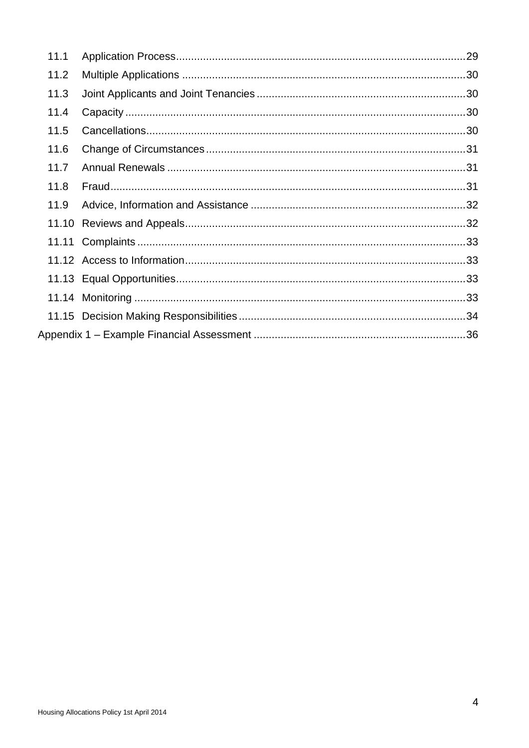11.1 Application Process....29
11.2 Multiple Applications....30
11.3 Joint Applicants and Joint Tenancies....30
11.4 Capacity....30
11.5 Cancellations....30
11.6 Change of Circumstances....31
11.7 Annual Renewals....31
11.8 Fraud....31
11.9 Advice, Information and Assistance....32
11.10 Reviews and Appeals....32
11.11 Complaints....33
11.12 Access to Information....33
11.13 Equal Opportunities....33
11.14 Monitoring....33
11.15 Decision Making Responsibilities....34

Appendix 1 – Example Financial Assessment....36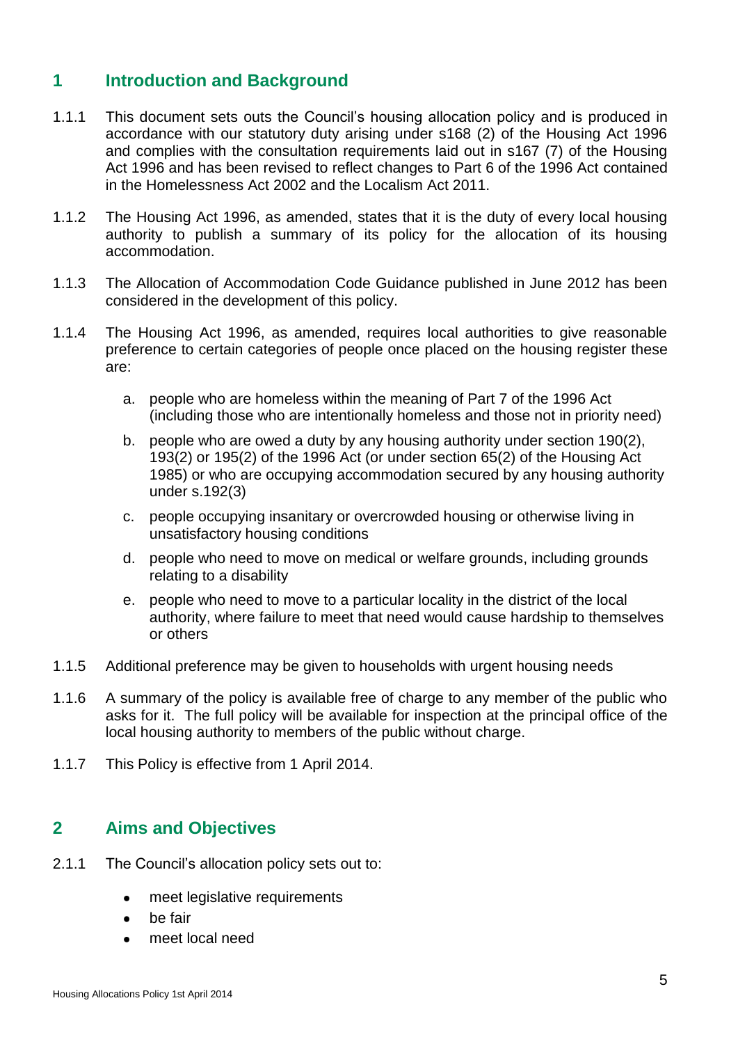## 1 Introduction and Background

1.1.1 This document sets outs the Council's housing allocation policy and is produced in accordance with our statutory duty arising under s168 (2) of the Housing Act 1996 and complies with the consultation requirements laid out in s167 (7) of the Housing Act 1996 and has been revised to reflect changes to Part 6 of the 1996 Act contained in the Homelessness Act 2002 and the Localism Act 2011.

1.1.2 The Housing Act 1996, as amended, states that it is the duty of every local housing authority to publish a summary of its policy for the allocation of its housing accommodation.

1.1.3 The Allocation of Accommodation Code Guidance published in June 2012 has been considered in the development of this policy.

1.1.4 The Housing Act 1996, as amended, requires local authorities to give reasonable preference to certain categories of people once placed on the housing register these are:

a. people who are homeless within the meaning of Part 7 of the 1996 Act (including those who are intentionally homeless and those not in priority need)

b. people who are owed a duty by any housing authority under section 190(2), 193(2) or 195(2) of the 1996 Act (or under section 65(2) of the Housing Act 1985) or who are occupying accommodation secured by any housing authority under s.192(3)

c. people occupying insanitary or overcrowded housing or otherwise living in unsatisfactory housing conditions

d. people who need to move on medical or welfare grounds, including grounds relating to a disability

e. people who need to move to a particular locality in the district of the local authority, where failure to meet that need would cause hardship to themselves or others

1.1.5 Additional preference may be given to households with urgent housing needs

1.1.6 A summary of the policy is available free of charge to any member of the public who asks for it. The full policy will be available for inspection at the principal office of the local housing authority to members of the public without charge.

1.1.7 This Policy is effective from 1 April 2014.

## 2 Aims and Objectives

2.1.1 The Council's allocation policy sets out to:

- meet legislative requirements
- be fair
- meet local need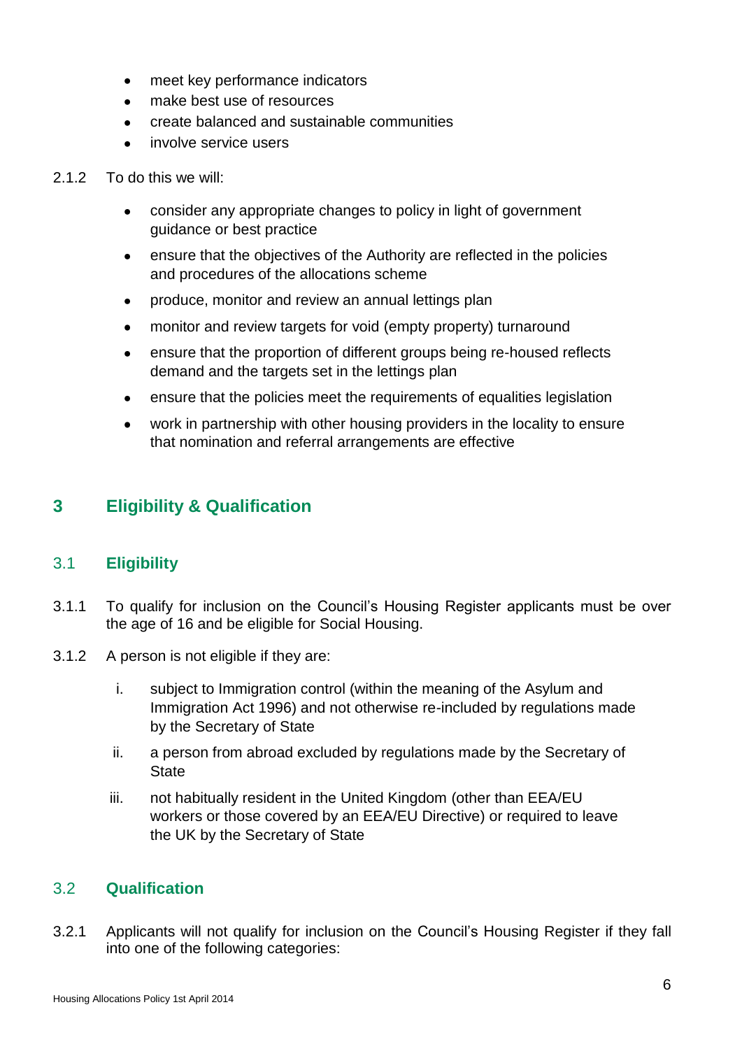- meet key performance indicators
- make best use of resources
- create balanced and sustainable communities
- involve service users

2.1.2 To do this we will:

- consider any appropriate changes to policy in light of government guidance or best practice
- ensure that the objectives of the Authority are reflected in the policies and procedures of the allocations scheme
- produce, monitor and review an annual lettings plan
- monitor and review targets for void (empty property) turnaround
- ensure that the proportion of different groups being re-housed reflects demand and the targets set in the lettings plan
- ensure that the policies meet the requirements of equalities legislation
- work in partnership with other housing providers in the locality to ensure that nomination and referral arrangements are effective

# 3 Eligibility & Qualification

## 3.1 Eligibility

3.1.1 To qualify for inclusion on the Council's Housing Register applicants must be over the age of 16 and be eligible for Social Housing.

3.1.2 A person is not eligible if they are:

i. subject to Immigration control (within the meaning of the Asylum and Immigration Act 1996) and not otherwise re-included by regulations made by the Secretary of State

ii. a person from abroad excluded by regulations made by the Secretary of State

iii. not habitually resident in the United Kingdom (other than EEA/EU workers or those covered by an EEA/EU Directive) or required to leave the UK by the Secretary of State

## 3.2 Qualification

3.2.1 Applicants will not qualify for inclusion on the Council's Housing Register if they fall into one of the following categories: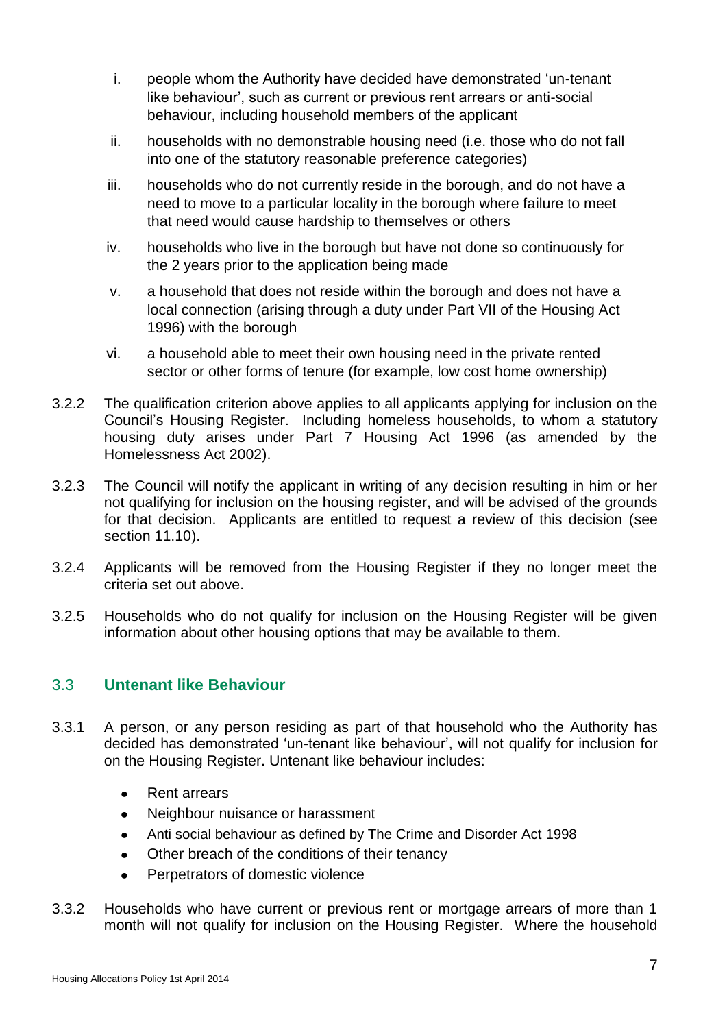i. people whom the Authority have decided have demonstrated 'un-tenant like behaviour', such as current or previous rent arrears or anti-social behaviour, including household members of the applicant

ii. households with no demonstrable housing need (i.e. those who do not fall into one of the statutory reasonable preference categories)

iii. households who do not currently reside in the borough, and do not have a need to move to a particular locality in the borough where failure to meet that need would cause hardship to themselves or others

iv. households who live in the borough but have not done so continuously for the 2 years prior to the application being made

v. a household that does not reside within the borough and does not have a local connection (arising through a duty under Part VII of the Housing Act 1996) with the borough

vi. a household able to meet their own housing need in the private rented sector or other forms of tenure (for example, low cost home ownership)

3.2.2 The qualification criterion above applies to all applicants applying for inclusion on the Council's Housing Register. Including homeless households, to whom a statutory housing duty arises under Part 7 Housing Act 1996 (as amended by the Homelessness Act 2002).

3.2.3 The Council will notify the applicant in writing of any decision resulting in him or her not qualifying for inclusion on the housing register, and will be advised of the grounds for that decision. Applicants are entitled to request a review of this decision (see section 11.10).

3.2.4 Applicants will be removed from the Housing Register if they no longer meet the criteria set out above.

3.2.5 Households who do not qualify for inclusion on the Housing Register will be given information about other housing options that may be available to them.

## 3.3 Untenant like Behaviour

3.3.1 A person, or any person residing as part of that household who the Authority has decided has demonstrated 'un-tenant like behaviour', will not qualify for inclusion for on the Housing Register. Untenant like behaviour includes:

- Rent arrears
- Neighbour nuisance or harassment
- Anti social behaviour as defined by The Crime and Disorder Act 1998
- Other breach of the conditions of their tenancy
- Perpetrators of domestic violence

3.3.2 Households who have current or previous rent or mortgage arrears of more than 1 month will not qualify for inclusion on the Housing Register. Where the household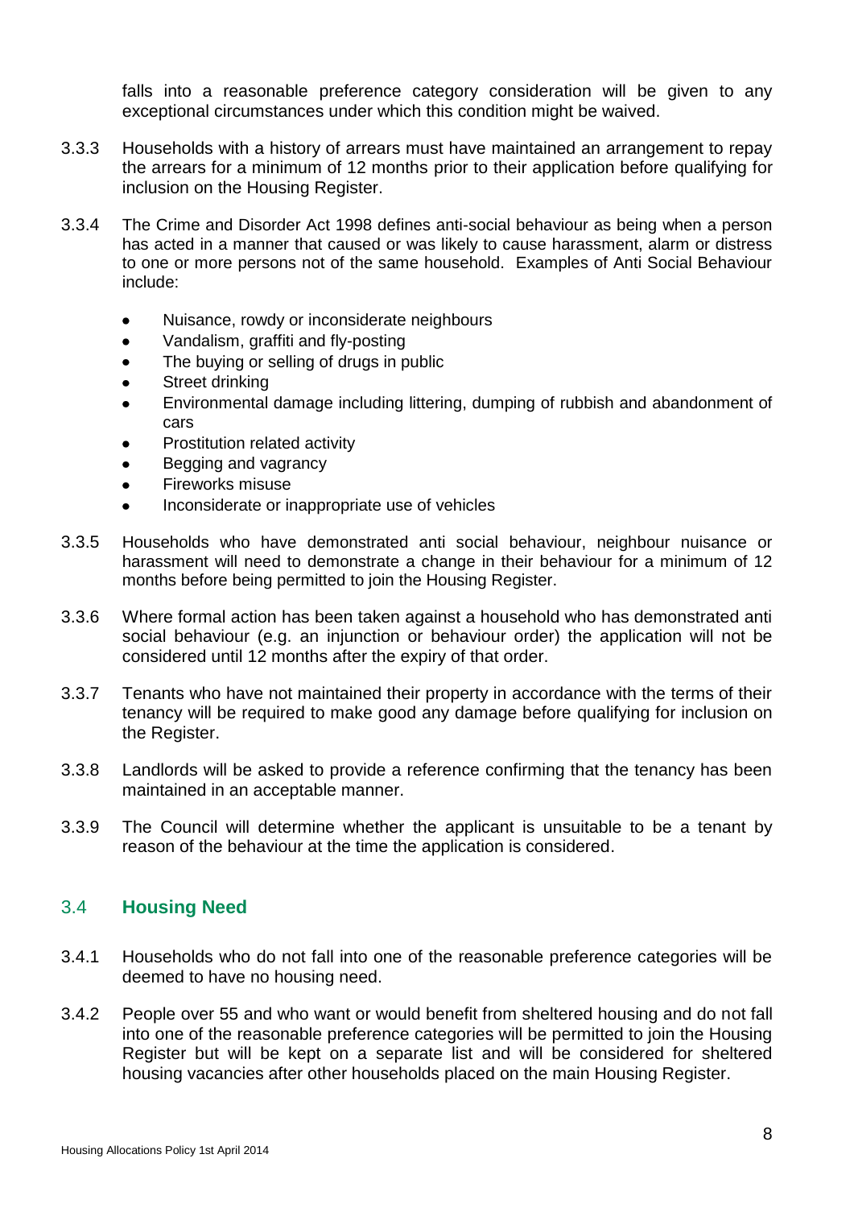falls into a reasonable preference category consideration will be given to any exceptional circumstances under which this condition might be waived.

3.3.3 Households with a history of arrears must have maintained an arrangement to repay the arrears for a minimum of 12 months prior to their application before qualifying for inclusion on the Housing Register.

3.3.4 The Crime and Disorder Act 1998 defines anti-social behaviour as being when a person has acted in a manner that caused or was likely to cause harassment, alarm or distress to one or more persons not of the same household. Examples of Anti Social Behaviour include:

- Nuisance, rowdy or inconsiderate neighbours
- Vandalism, graffiti and fly-posting
- The buying or selling of drugs in public
- Street drinking
- Environmental damage including littering, dumping of rubbish and abandonment of cars
- Prostitution related activity
- Begging and vagrancy
- Fireworks misuse
- Inconsiderate or inappropriate use of vehicles

3.3.5 Households who have demonstrated anti social behaviour, neighbour nuisance or harassment will need to demonstrate a change in their behaviour for a minimum of 12 months before being permitted to join the Housing Register.

3.3.6 Where formal action has been taken against a household who has demonstrated anti social behaviour (e.g. an injunction or behaviour order) the application will not be considered until 12 months after the expiry of that order.

3.3.7 Tenants who have not maintained their property in accordance with the terms of their tenancy will be required to make good any damage before qualifying for inclusion on the Register.

3.3.8 Landlords will be asked to provide a reference confirming that the tenancy has been maintained in an acceptable manner.

3.3.9 The Council will determine whether the applicant is unsuitable to be a tenant by reason of the behaviour at the time the application is considered.

## 3.4 **Housing Need**

3.4.1 Households who do not fall into one of the reasonable preference categories will be deemed to have no housing need.

3.4.2 People over 55 and who want or would benefit from sheltered housing and do not fall into one of the reasonable preference categories will be permitted to join the Housing Register but will be kept on a separate list and will be considered for sheltered housing vacancies after other households placed on the main Housing Register.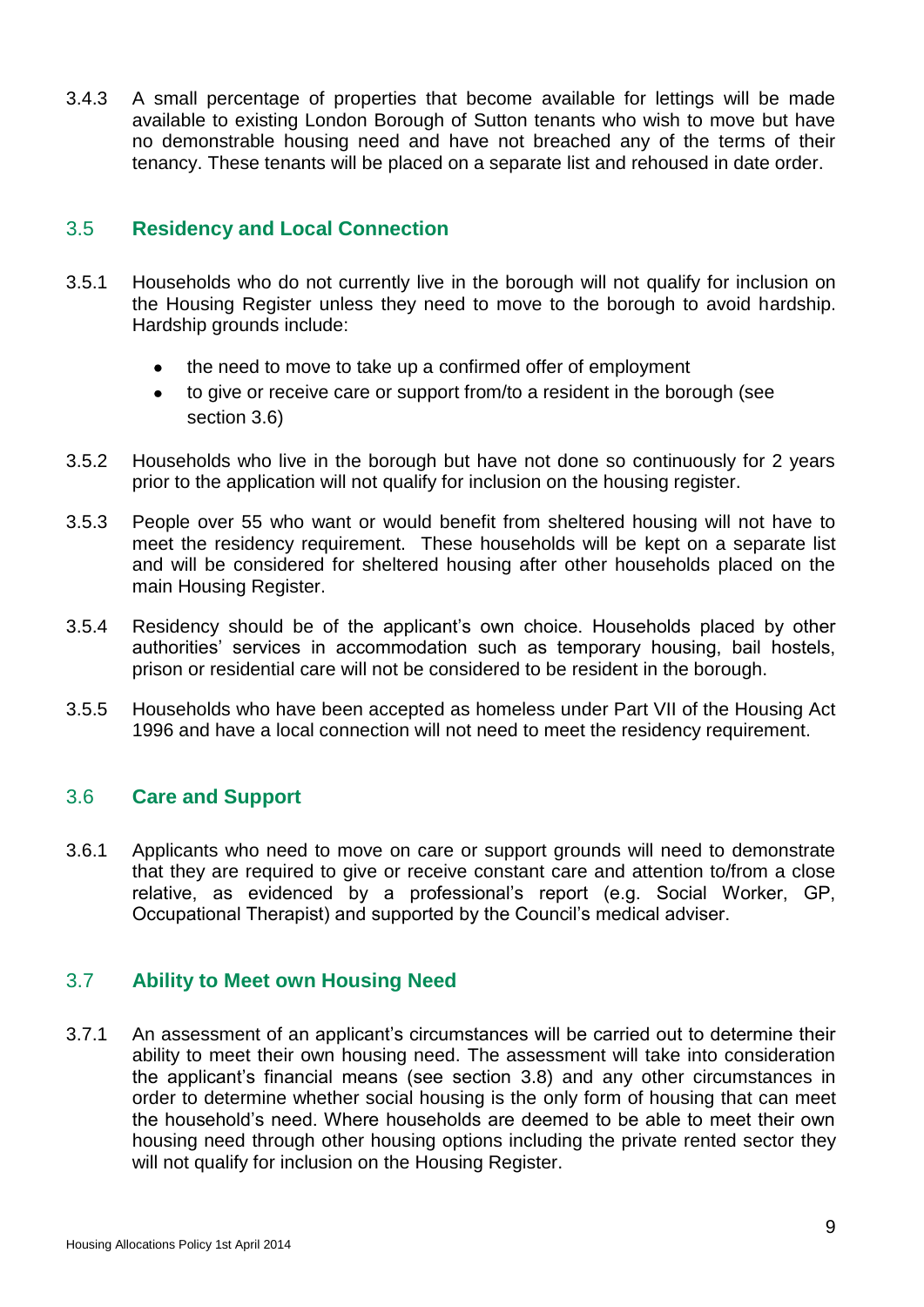3.4.3 A small percentage of properties that become available for lettings will be made available to existing London Borough of Sutton tenants who wish to move but have no demonstrable housing need and have not breached any of the terms of their tenancy. These tenants will be placed on a separate list and rehoused in date order.

## 3.5 Residency and Local Connection

3.5.1 Households who do not currently live in the borough will not qualify for inclusion on the Housing Register unless they need to move to the borough to avoid hardship. Hardship grounds include:

- the need to move to take up a confirmed offer of employment
- to give or receive care or support from/to a resident in the borough (see section 3.6)

3.5.2 Households who live in the borough but have not done so continuously for 2 years prior to the application will not qualify for inclusion on the housing register.

3.5.3 People over 55 who want or would benefit from sheltered housing will not have to meet the residency requirement. These households will be kept on a separate list and will be considered for sheltered housing after other households placed on the main Housing Register.

3.5.4 Residency should be of the applicant's own choice. Households placed by other authorities' services in accommodation such as temporary housing, bail hostels, prison or residential care will not be considered to be resident in the borough.

3.5.5 Households who have been accepted as homeless under Part VII of the Housing Act 1996 and have a local connection will not need to meet the residency requirement.

## 3.6 Care and Support

3.6.1 Applicants who need to move on care or support grounds will need to demonstrate that they are required to give or receive constant care and attention to/from a close relative, as evidenced by a professional's report (e.g. Social Worker, GP, Occupational Therapist) and supported by the Council's medical adviser.

## 3.7 Ability to Meet own Housing Need

3.7.1 An assessment of an applicant's circumstances will be carried out to determine their ability to meet their own housing need. The assessment will take into consideration the applicant's financial means (see section 3.8) and any other circumstances in order to determine whether social housing is the only form of housing that can meet the household's need. Where households are deemed to be able to meet their own housing need through other housing options including the private rented sector they will not qualify for inclusion on the Housing Register.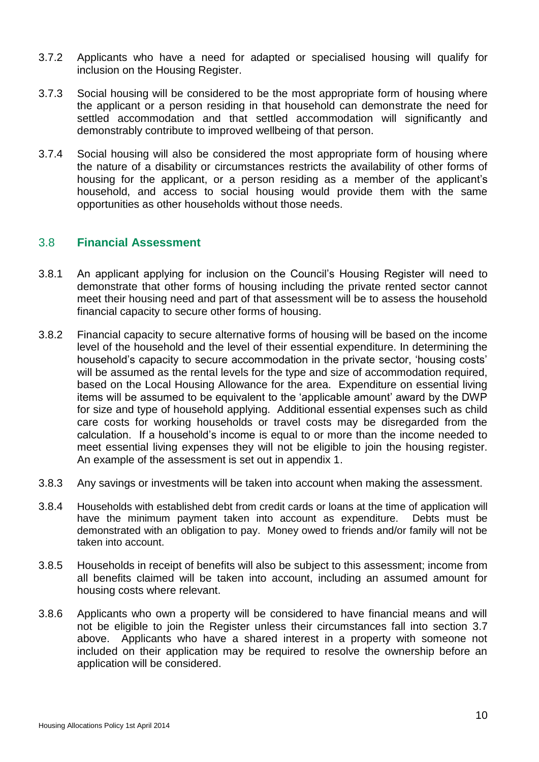3.7.2 Applicants who have a need for adapted or specialised housing will qualify for inclusion on the Housing Register.

3.7.3 Social housing will be considered to be the most appropriate form of housing where the applicant or a person residing in that household can demonstrate the need for settled accommodation and that settled accommodation will significantly and demonstrably contribute to improved wellbeing of that person.

3.7.4 Social housing will also be considered the most appropriate form of housing where the nature of a disability or circumstances restricts the availability of other forms of housing for the applicant, or a person residing as a member of the applicant's household, and access to social housing would provide them with the same opportunities as other households without those needs.

## 3.8 **Financial Assessment**

3.8.1 An applicant applying for inclusion on the Council's Housing Register will need to demonstrate that other forms of housing including the private rented sector cannot meet their housing need and part of that assessment will be to assess the household financial capacity to secure other forms of housing.

3.8.2 Financial capacity to secure alternative forms of housing will be based on the income level of the household and the level of their essential expenditure. In determining the household's capacity to secure accommodation in the private sector, 'housing costs' will be assumed as the rental levels for the type and size of accommodation required, based on the Local Housing Allowance for the area. Expenditure on essential living items will be assumed to be equivalent to the 'applicable amount' award by the DWP for size and type of household applying. Additional essential expenses such as child care costs for working households or travel costs may be disregarded from the calculation. If a household's income is equal to or more than the income needed to meet essential living expenses they will not be eligible to join the housing register. An example of the assessment is set out in appendix 1.

3.8.3 Any savings or investments will be taken into account when making the assessment.

3.8.4 Households with established debt from credit cards or loans at the time of application will have the minimum payment taken into account as expenditure. Debts must be demonstrated with an obligation to pay. Money owed to friends and/or family will not be taken into account.

3.8.5 Households in receipt of benefits will also be subject to this assessment; income from all benefits claimed will be taken into account, including an assumed amount for housing costs where relevant.

3.8.6 Applicants who own a property will be considered to have financial means and will not be eligible to join the Register unless their circumstances fall into section 3.7 above. Applicants who have a shared interest in a property with someone not included on their application may be required to resolve the ownership before an application will be considered.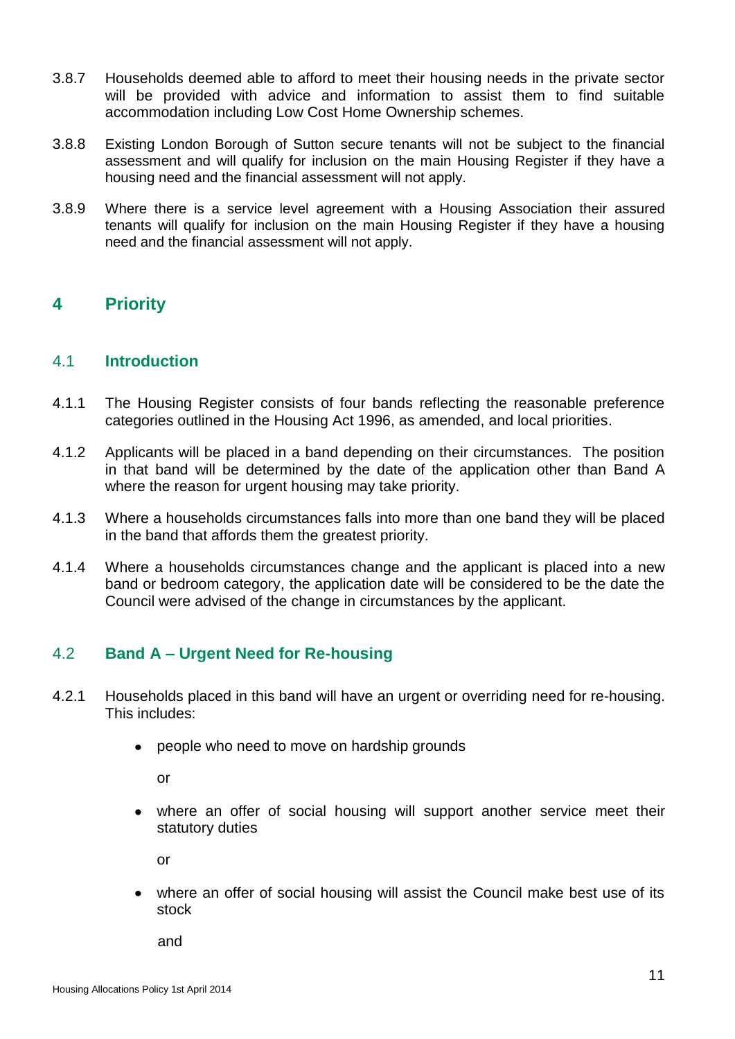3.8.7 Households deemed able to afford to meet their housing needs in the private sector will be provided with advice and information to assist them to find suitable accommodation including Low Cost Home Ownership schemes.

3.8.8 Existing London Borough of Sutton secure tenants will not be subject to the financial assessment and will qualify for inclusion on the main Housing Register if they have a housing need and the financial assessment will not apply.

3.8.9 Where there is a service level agreement with a Housing Association their assured tenants will qualify for inclusion on the main Housing Register if they have a housing need and the financial assessment will not apply.

# 4 Priority

## 4.1 Introduction

4.1.1 The Housing Register consists of four bands reflecting the reasonable preference categories outlined in the Housing Act 1996, as amended, and local priorities.

4.1.2 Applicants will be placed in a band depending on their circumstances. The position in that band will be determined by the date of the application other than Band A where the reason for urgent housing may take priority.

4.1.3 Where a households circumstances falls into more than one band they will be placed in the band that affords them the greatest priority.

4.1.4 Where a households circumstances change and the applicant is placed into a new band or bedroom category, the application date will be considered to be the date the Council were advised of the change in circumstances by the applicant.

## 4.2 Band A – Urgent Need for Re-housing

4.2.1 Households placed in this band will have an urgent or overriding need for re-housing. This includes:

- people who need to move on hardship grounds

  or

- where an offer of social housing will support another service meet their statutory duties

  or

- where an offer of social housing will assist the Council make best use of its stock

  and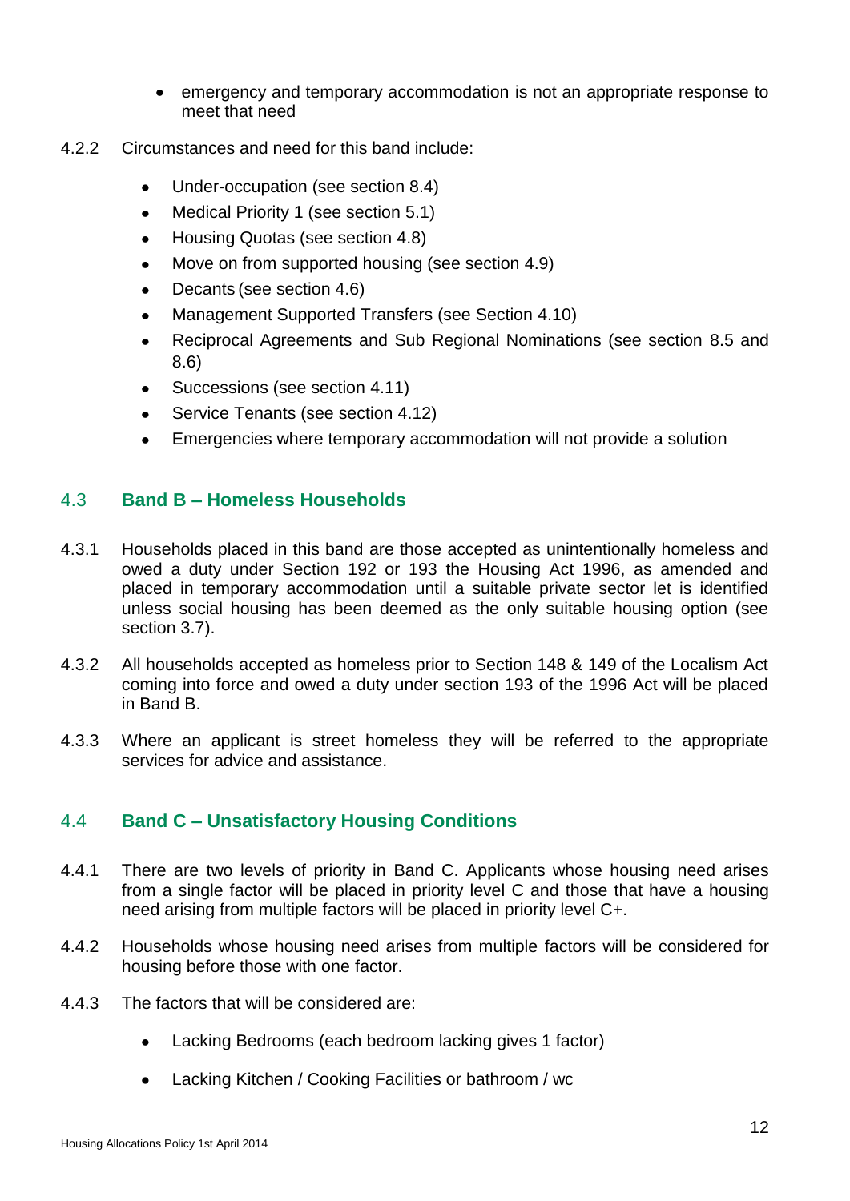- emergency and temporary accommodation is not an appropriate response to meet that need

4.2.2 Circumstances and need for this band include:

- Under-occupation (see section 8.4)
- Medical Priority 1 (see section 5.1)
- Housing Quotas (see section 4.8)
- Move on from supported housing (see section 4.9)
- Decants (see section 4.6)
- Management Supported Transfers (see Section 4.10)
- Reciprocal Agreements and Sub Regional Nominations (see section 8.5 and 8.6)
- Successions (see section 4.11)
- Service Tenants (see section 4.12)
- Emergencies where temporary accommodation will not provide a solution

## 4.3 Band B – Homeless Households

4.3.1 Households placed in this band are those accepted as unintentionally homeless and owed a duty under Section 192 or 193 the Housing Act 1996, as amended and placed in temporary accommodation until a suitable private sector let is identified unless social housing has been deemed as the only suitable housing option (see section 3.7).

4.3.2 All households accepted as homeless prior to Section 148 & 149 of the Localism Act coming into force and owed a duty under section 193 of the 1996 Act will be placed in Band B.

4.3.3 Where an applicant is street homeless they will be referred to the appropriate services for advice and assistance.

## 4.4 Band C – Unsatisfactory Housing Conditions

4.4.1 There are two levels of priority in Band C. Applicants whose housing need arises from a single factor will be placed in priority level C and those that have a housing need arising from multiple factors will be placed in priority level C+.

4.4.2 Households whose housing need arises from multiple factors will be considered for housing before those with one factor.

4.4.3 The factors that will be considered are:

- Lacking Bedrooms (each bedroom lacking gives 1 factor)
- Lacking Kitchen / Cooking Facilities or bathroom / wc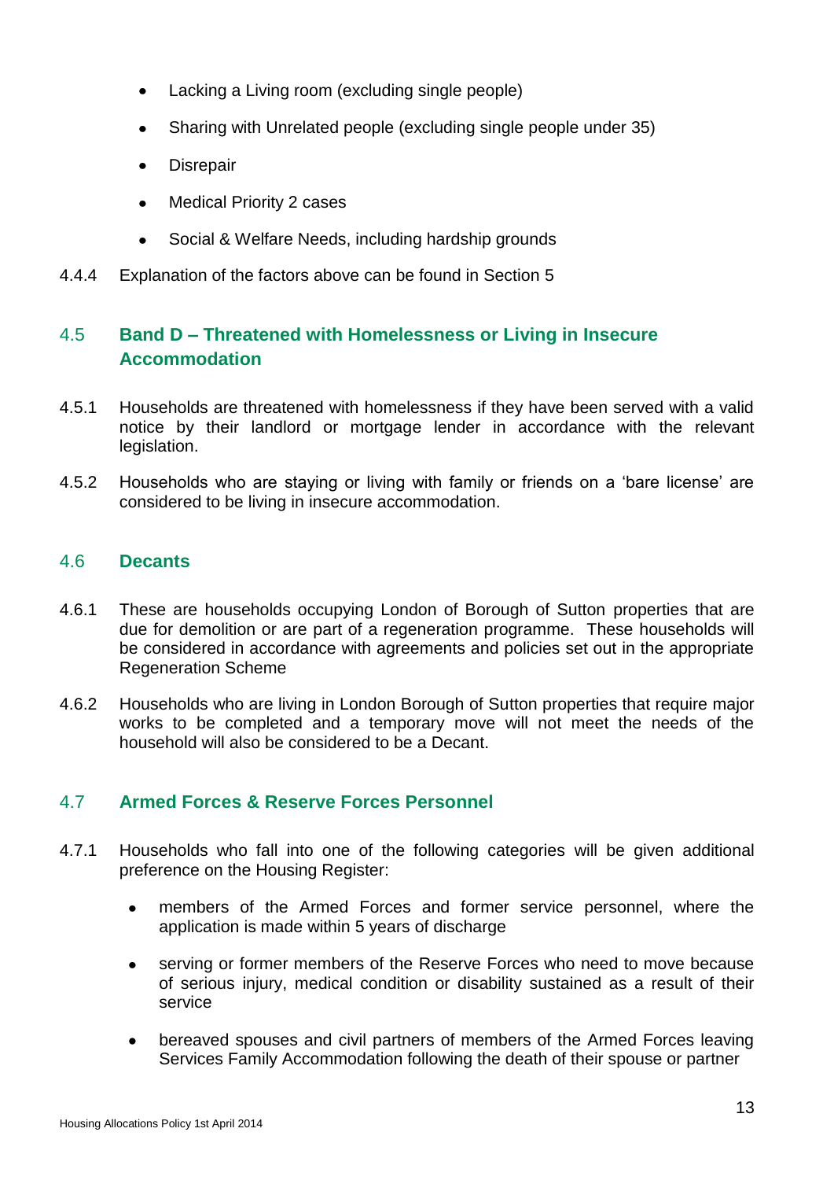- Lacking a Living room (excluding single people)
- Sharing with Unrelated people (excluding single people under 35)
- Disrepair
- Medical Priority 2 cases
- Social & Welfare Needs, including hardship grounds

4.4.4 Explanation of the factors above can be found in Section 5

## 4.5 Band D – Threatened with Homelessness or Living in Insecure Accommodation

4.5.1 Households are threatened with homelessness if they have been served with a valid notice by their landlord or mortgage lender in accordance with the relevant legislation.

4.5.2 Households who are staying or living with family or friends on a 'bare license' are considered to be living in insecure accommodation.

## 4.6 Decants

4.6.1 These are households occupying London of Borough of Sutton properties that are due for demolition or are part of a regeneration programme. These households will be considered in accordance with agreements and policies set out in the appropriate Regeneration Scheme

4.6.2 Households who are living in London Borough of Sutton properties that require major works to be completed and a temporary move will not meet the needs of the household will also be considered to be a Decant.

## 4.7 Armed Forces & Reserve Forces Personnel

4.7.1 Households who fall into one of the following categories will be given additional preference on the Housing Register:

- members of the Armed Forces and former service personnel, where the application is made within 5 years of discharge
- serving or former members of the Reserve Forces who need to move because of serious injury, medical condition or disability sustained as a result of their service
- bereaved spouses and civil partners of members of the Armed Forces leaving Services Family Accommodation following the death of their spouse or partner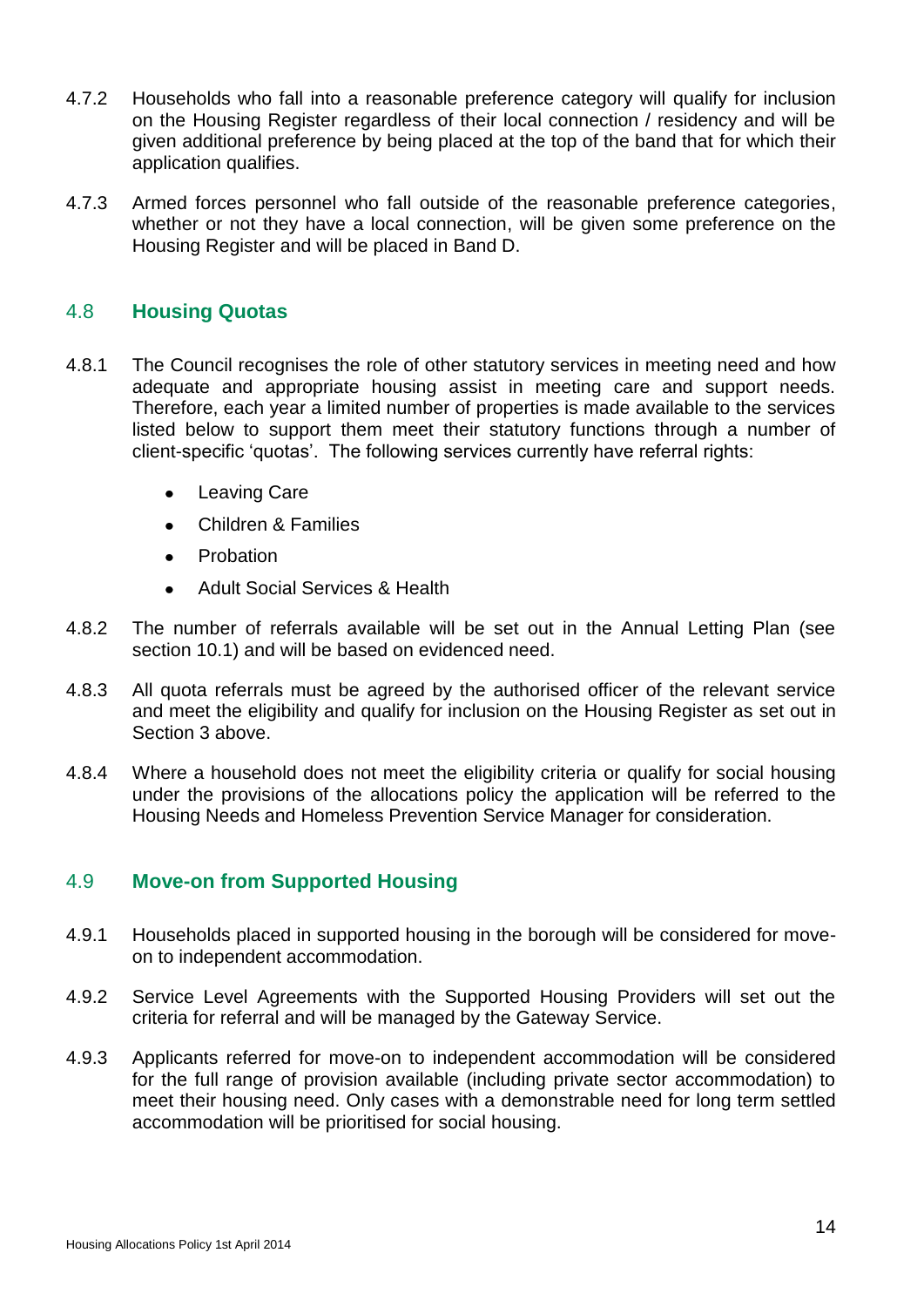4.7.2 Households who fall into a reasonable preference category will qualify for inclusion on the Housing Register regardless of their local connection / residency and will be given additional preference by being placed at the top of the band that for which their application qualifies.

4.7.3 Armed forces personnel who fall outside of the reasonable preference categories, whether or not they have a local connection, will be given some preference on the Housing Register and will be placed in Band D.

## 4.8 Housing Quotas

4.8.1 The Council recognises the role of other statutory services in meeting need and how adequate and appropriate housing assist in meeting care and support needs. Therefore, each year a limited number of properties is made available to the services listed below to support them meet their statutory functions through a number of client-specific 'quotas'. The following services currently have referral rights:

- Leaving Care
- Children & Families
- Probation
- Adult Social Services & Health

4.8.2 The number of referrals available will be set out in the Annual Letting Plan (see section 10.1) and will be based on evidenced need.

4.8.3 All quota referrals must be agreed by the authorised officer of the relevant service and meet the eligibility and qualify for inclusion on the Housing Register as set out in Section 3 above.

4.8.4 Where a household does not meet the eligibility criteria or qualify for social housing under the provisions of the allocations policy the application will be referred to the Housing Needs and Homeless Prevention Service Manager for consideration.

## 4.9 Move-on from Supported Housing

4.9.1 Households placed in supported housing in the borough will be considered for move-on to independent accommodation.

4.9.2 Service Level Agreements with the Supported Housing Providers will set out the criteria for referral and will be managed by the Gateway Service.

4.9.3 Applicants referred for move-on to independent accommodation will be considered for the full range of provision available (including private sector accommodation) to meet their housing need. Only cases with a demonstrable need for long term settled accommodation will be prioritised for social housing.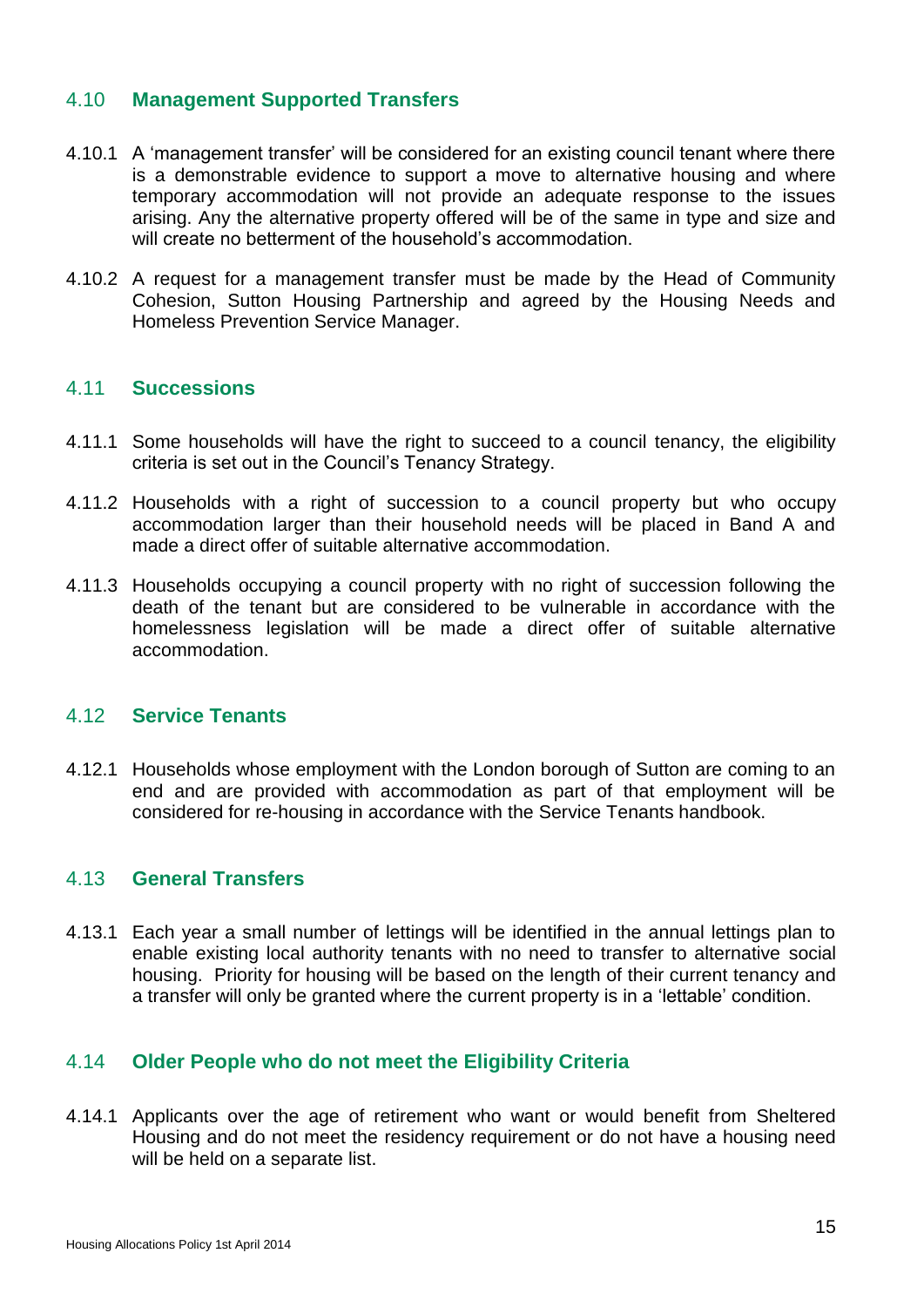## 4.10 Management Supported Transfers

4.10.1 A 'management transfer' will be considered for an existing council tenant where there is a demonstrable evidence to support a move to alternative housing and where temporary accommodation will not provide an adequate response to the issues arising. Any the alternative property offered will be of the same in type and size and will create no betterment of the household's accommodation.

4.10.2 A request for a management transfer must be made by the Head of Community Cohesion, Sutton Housing Partnership and agreed by the Housing Needs and Homeless Prevention Service Manager.

## 4.11 Successions

4.11.1 Some households will have the right to succeed to a council tenancy, the eligibility criteria is set out in the Council's Tenancy Strategy.

4.11.2 Households with a right of succession to a council property but who occupy accommodation larger than their household needs will be placed in Band A and made a direct offer of suitable alternative accommodation.

4.11.3 Households occupying a council property with no right of succession following the death of the tenant but are considered to be vulnerable in accordance with the homelessness legislation will be made a direct offer of suitable alternative accommodation.

## 4.12 Service Tenants

4.12.1 Households whose employment with the London borough of Sutton are coming to an end and are provided with accommodation as part of that employment will be considered for re-housing in accordance with the Service Tenants handbook.

## 4.13 General Transfers

4.13.1 Each year a small number of lettings will be identified in the annual lettings plan to enable existing local authority tenants with no need to transfer to alternative social housing. Priority for housing will be based on the length of their current tenancy and a transfer will only be granted where the current property is in a 'lettable' condition.

## 4.14 Older People who do not meet the Eligibility Criteria

4.14.1 Applicants over the age of retirement who want or would benefit from Sheltered Housing and do not meet the residency requirement or do not have a housing need will be held on a separate list.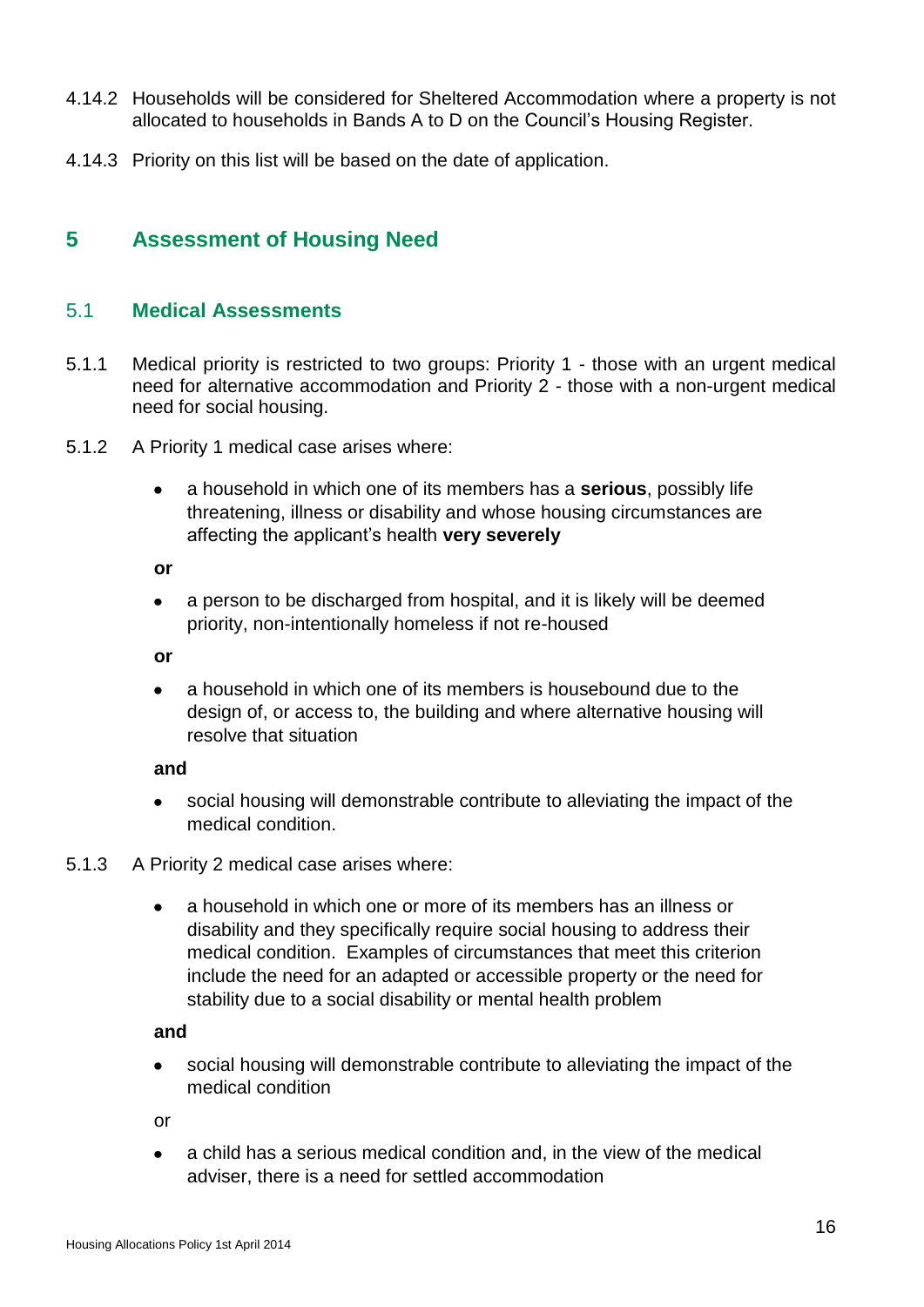4.14.2 Households will be considered for Sheltered Accommodation where a property is not allocated to households in Bands A to D on the Council's Housing Register.

4.14.3 Priority on this list will be based on the date of application.

## 5 Assessment of Housing Need

### 5.1 Medical Assessments

5.1.1 Medical priority is restricted to two groups: Priority 1 - those with an urgent medical need for alternative accommodation and Priority 2 - those with a non-urgent medical need for social housing.

5.1.2 A Priority 1 medical case arises where:

- a household in which one of its members has a **serious**, possibly life threatening, illness or disability and whose housing circumstances are affecting the applicant's health **very severely**

**or**

- a person to be discharged from hospital, and it is likely will be deemed priority, non-intentionally homeless if not re-housed

**or**

- a household in which one of its members is housebound due to the design of, or access to, the building and where alternative housing will resolve that situation

**and**

- social housing will demonstrable contribute to alleviating the impact of the medical condition.

5.1.3 A Priority 2 medical case arises where:

- a household in which one or more of its members has an illness or disability and they specifically require social housing to address their medical condition. Examples of circumstances that meet this criterion include the need for an adapted or accessible property or the need for stability due to a social disability or mental health problem

**and**

- social housing will demonstrable contribute to alleviating the impact of the medical condition

or

- a child has a serious medical condition and, in the view of the medical adviser, there is a need for settled accommodation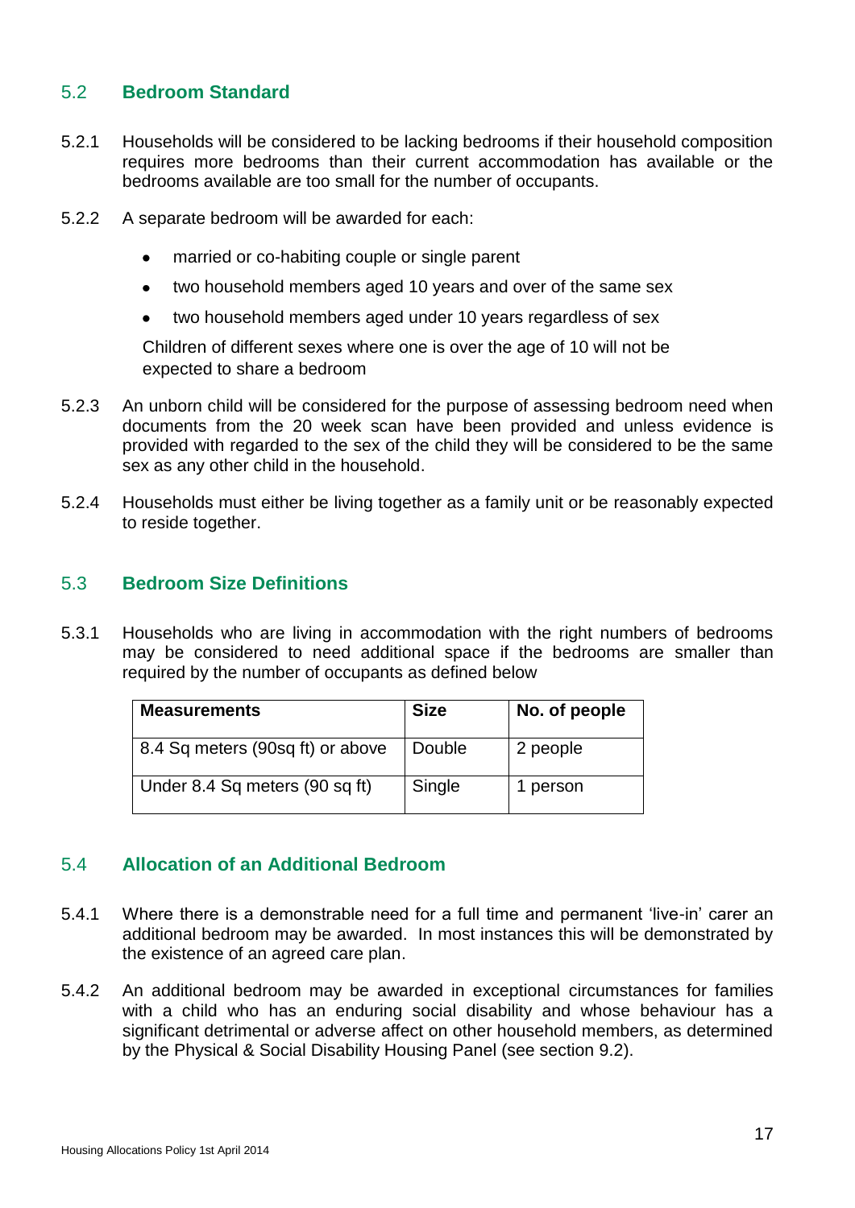## 5.2 Bedroom Standard

5.2.1 Households will be considered to be lacking bedrooms if their household composition requires more bedrooms than their current accommodation has available or the bedrooms available are too small for the number of occupants.

5.2.2 A separate bedroom will be awarded for each:

- married or co-habiting couple or single parent
- two household members aged 10 years and over of the same sex
- two household members aged under 10 years regardless of sex

Children of different sexes where one is over the age of 10 will not be expected to share a bedroom

5.2.3 An unborn child will be considered for the purpose of assessing bedroom need when documents from the 20 week scan have been provided and unless evidence is provided with regarded to the sex of the child they will be considered to be the same sex as any other child in the household.

5.2.4 Households must either be living together as a family unit or be reasonably expected to reside together.

## 5.3 Bedroom Size Definitions

5.3.1 Households who are living in accommodation with the right numbers of bedrooms may be considered to need additional space if the bedrooms are smaller than required by the number of occupants as defined below

| Measurements | Size | No. of people |
|---|---|---|
| 8.4 Sq meters (90sq ft) or above | Double | 2 people |
| Under 8.4 Sq meters (90 sq ft) | Single | 1 person |

## 5.4 Allocation of an Additional Bedroom

5.4.1 Where there is a demonstrable need for a full time and permanent 'live-in' carer an additional bedroom may be awarded. In most instances this will be demonstrated by the existence of an agreed care plan.

5.4.2 An additional bedroom may be awarded in exceptional circumstances for families with a child who has an enduring social disability and whose behaviour has a significant detrimental or adverse affect on other household members, as determined by the Physical & Social Disability Housing Panel (see section 9.2).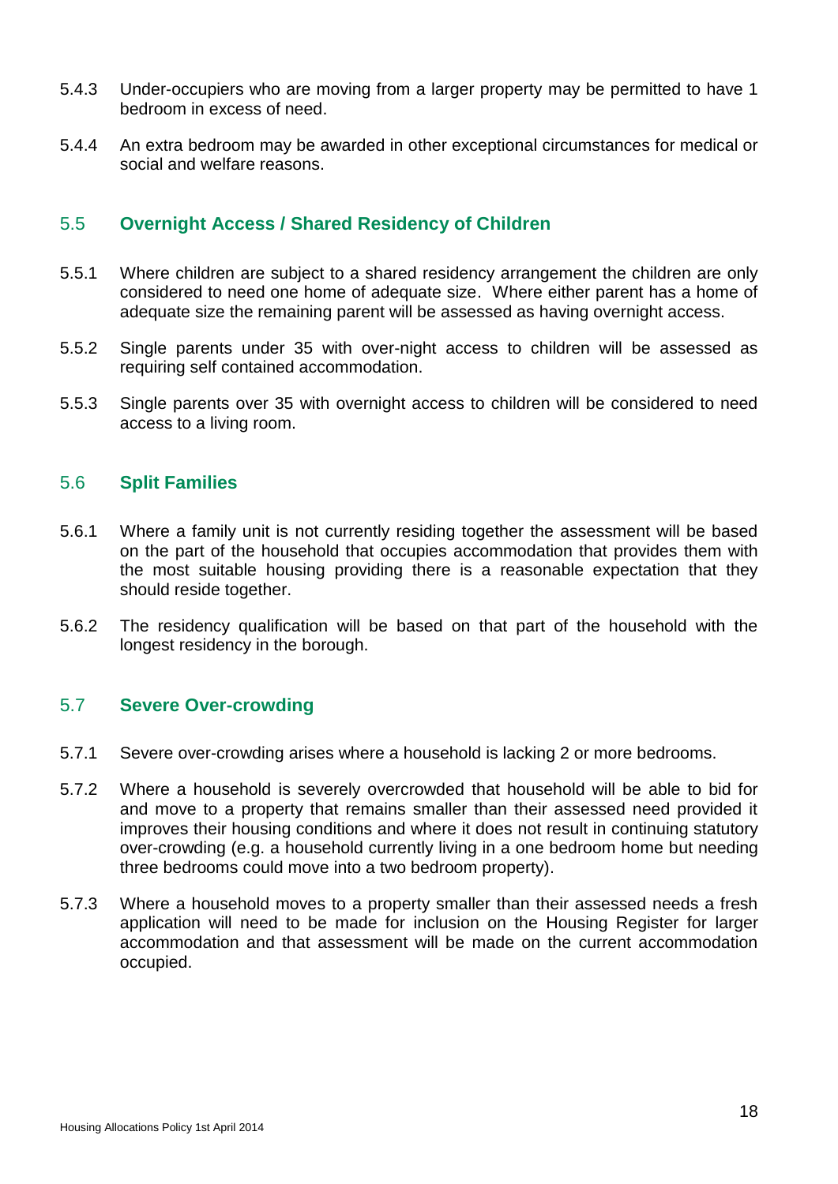5.4.3 Under-occupiers who are moving from a larger property may be permitted to have 1 bedroom in excess of need.

5.4.4 An extra bedroom may be awarded in other exceptional circumstances for medical or social and welfare reasons.

## 5.5 Overnight Access / Shared Residency of Children

5.5.1 Where children are subject to a shared residency arrangement the children are only considered to need one home of adequate size. Where either parent has a home of adequate size the remaining parent will be assessed as having overnight access.

5.5.2 Single parents under 35 with over-night access to children will be assessed as requiring self contained accommodation.

5.5.3 Single parents over 35 with overnight access to children will be considered to need access to a living room.

## 5.6 Split Families

5.6.1 Where a family unit is not currently residing together the assessment will be based on the part of the household that occupies accommodation that provides them with the most suitable housing providing there is a reasonable expectation that they should reside together.

5.6.2 The residency qualification will be based on that part of the household with the longest residency in the borough.

## 5.7 Severe Over-crowding

5.7.1 Severe over-crowding arises where a household is lacking 2 or more bedrooms.

5.7.2 Where a household is severely overcrowded that household will be able to bid for and move to a property that remains smaller than their assessed need provided it improves their housing conditions and where it does not result in continuing statutory over-crowding (e.g. a household currently living in a one bedroom home but needing three bedrooms could move into a two bedroom property).

5.7.3 Where a household moves to a property smaller than their assessed needs a fresh application will need to be made for inclusion on the Housing Register for larger accommodation and that assessment will be made on the current accommodation occupied.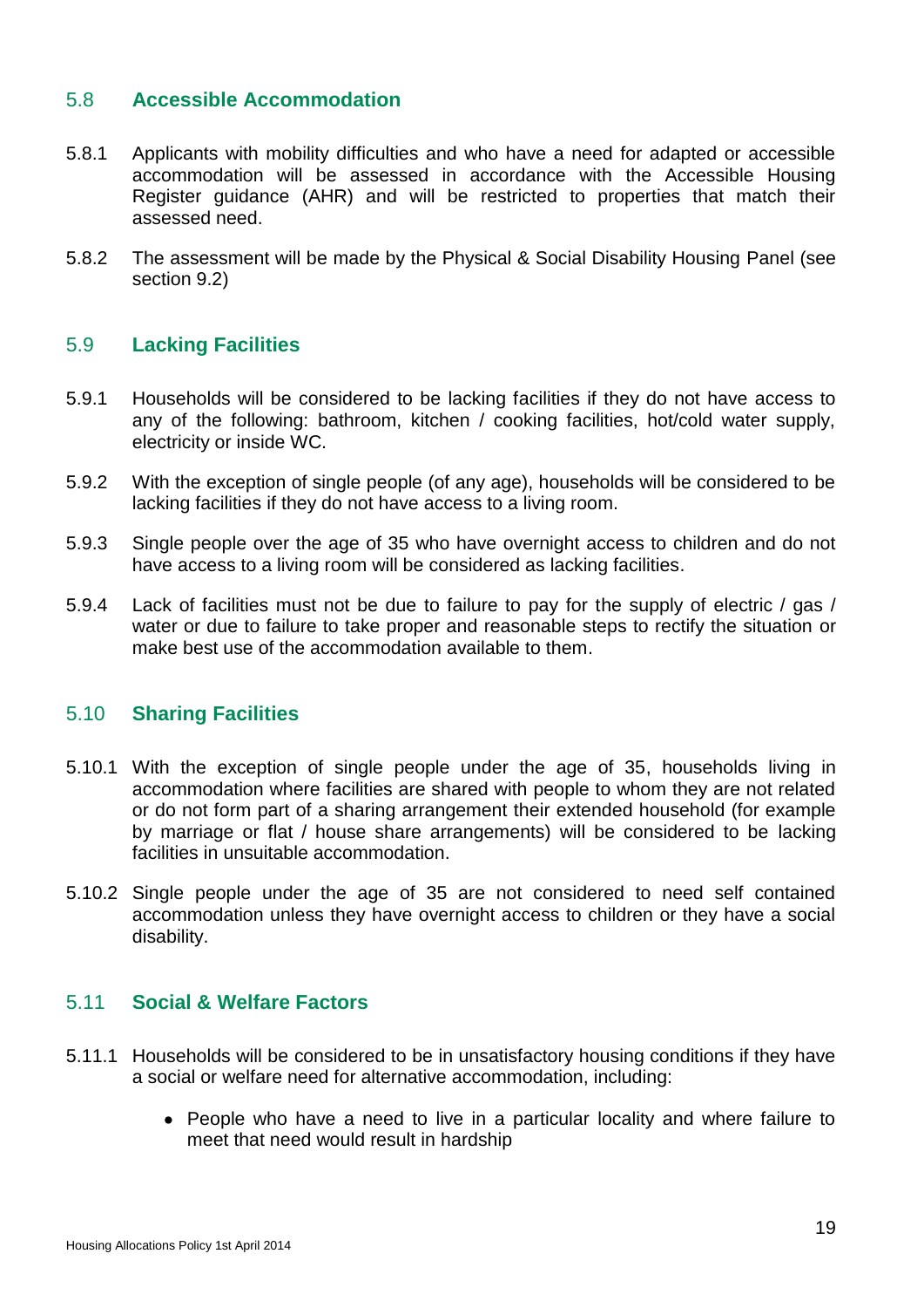## 5.8 Accessible Accommodation

5.8.1 Applicants with mobility difficulties and who have a need for adapted or accessible accommodation will be assessed in accordance with the Accessible Housing Register guidance (AHR) and will be restricted to properties that match their assessed need.

5.8.2 The assessment will be made by the Physical & Social Disability Housing Panel (see section 9.2)

## 5.9 Lacking Facilities

5.9.1 Households will be considered to be lacking facilities if they do not have access to any of the following: bathroom, kitchen / cooking facilities, hot/cold water supply, electricity or inside WC.

5.9.2 With the exception of single people (of any age), households will be considered to be lacking facilities if they do not have access to a living room.

5.9.3 Single people over the age of 35 who have overnight access to children and do not have access to a living room will be considered as lacking facilities.

5.9.4 Lack of facilities must not be due to failure to pay for the supply of electric / gas / water or due to failure to take proper and reasonable steps to rectify the situation or make best use of the accommodation available to them.

## 5.10 Sharing Facilities

5.10.1 With the exception of single people under the age of 35, households living in accommodation where facilities are shared with people to whom they are not related or do not form part of a sharing arrangement their extended household (for example by marriage or flat / house share arrangements) will be considered to be lacking facilities in unsuitable accommodation.

5.10.2 Single people under the age of 35 are not considered to need self contained accommodation unless they have overnight access to children or they have a social disability.

## 5.11 Social & Welfare Factors

5.11.1 Households will be considered to be in unsatisfactory housing conditions if they have a social or welfare need for alternative accommodation, including:

- People who have a need to live in a particular locality and where failure to meet that need would result in hardship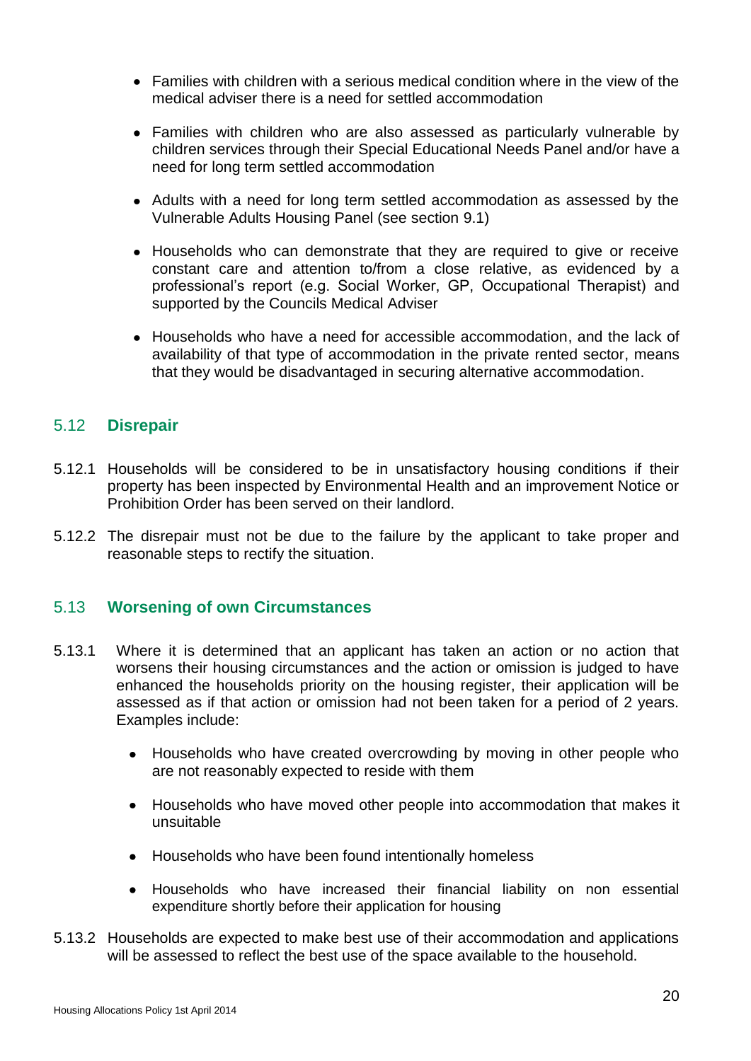- Families with children with a serious medical condition where in the view of the medical adviser there is a need for settled accommodation

- Families with children who are also assessed as particularly vulnerable by children services through their Special Educational Needs Panel and/or have a need for long term settled accommodation

- Adults with a need for long term settled accommodation as assessed by the Vulnerable Adults Housing Panel (see section 9.1)

- Households who can demonstrate that they are required to give or receive constant care and attention to/from a close relative, as evidenced by a professional's report (e.g. Social Worker, GP, Occupational Therapist) and supported by the Councils Medical Adviser

- Households who have a need for accessible accommodation, and the lack of availability of that type of accommodation in the private rented sector, means that they would be disadvantaged in securing alternative accommodation.

## 5.12 Disrepair

5.12.1 Households will be considered to be in unsatisfactory housing conditions if their property has been inspected by Environmental Health and an improvement Notice or Prohibition Order has been served on their landlord.

5.12.2 The disrepair must not be due to the failure by the applicant to take proper and reasonable steps to rectify the situation.

## 5.13 Worsening of own Circumstances

5.13.1 Where it is determined that an applicant has taken an action or no action that worsens their housing circumstances and the action or omission is judged to have enhanced the households priority on the housing register, their application will be assessed as if that action or omission had not been taken for a period of 2 years. Examples include:

- Households who have created overcrowding by moving in other people who are not reasonably expected to reside with them

- Households who have moved other people into accommodation that makes it unsuitable

- Households who have been found intentionally homeless

- Households who have increased their financial liability on non essential expenditure shortly before their application for housing

5.13.2 Households are expected to make best use of their accommodation and applications will be assessed to reflect the best use of the space available to the household.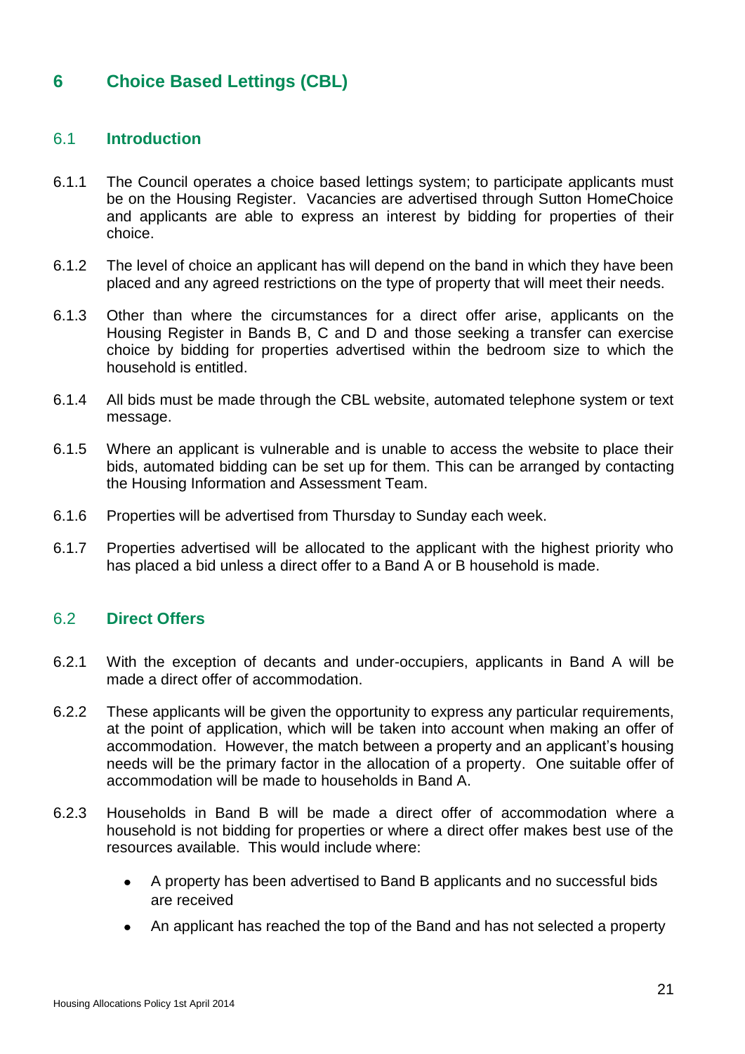## 6 Choice Based Lettings (CBL)

### 6.1 Introduction

6.1.1 The Council operates a choice based lettings system; to participate applicants must be on the Housing Register. Vacancies are advertised through Sutton HomeChoice and applicants are able to express an interest by bidding for properties of their choice.

6.1.2 The level of choice an applicant has will depend on the band in which they have been placed and any agreed restrictions on the type of property that will meet their needs.

6.1.3 Other than where the circumstances for a direct offer arise, applicants on the Housing Register in Bands B, C and D and those seeking a transfer can exercise choice by bidding for properties advertised within the bedroom size to which the household is entitled.

6.1.4 All bids must be made through the CBL website, automated telephone system or text message.

6.1.5 Where an applicant is vulnerable and is unable to access the website to place their bids, automated bidding can be set up for them. This can be arranged by contacting the Housing Information and Assessment Team.

6.1.6 Properties will be advertised from Thursday to Sunday each week.

6.1.7 Properties advertised will be allocated to the applicant with the highest priority who has placed a bid unless a direct offer to a Band A or B household is made.

### 6.2 Direct Offers

6.2.1 With the exception of decants and under-occupiers, applicants in Band A will be made a direct offer of accommodation.

6.2.2 These applicants will be given the opportunity to express any particular requirements, at the point of application, which will be taken into account when making an offer of accommodation. However, the match between a property and an applicant's housing needs will be the primary factor in the allocation of a property. One suitable offer of accommodation will be made to households in Band A.

6.2.3 Households in Band B will be made a direct offer of accommodation where a household is not bidding for properties or where a direct offer makes best use of the resources available. This would include where:

- A property has been advertised to Band B applicants and no successful bids are received
- An applicant has reached the top of the Band and has not selected a property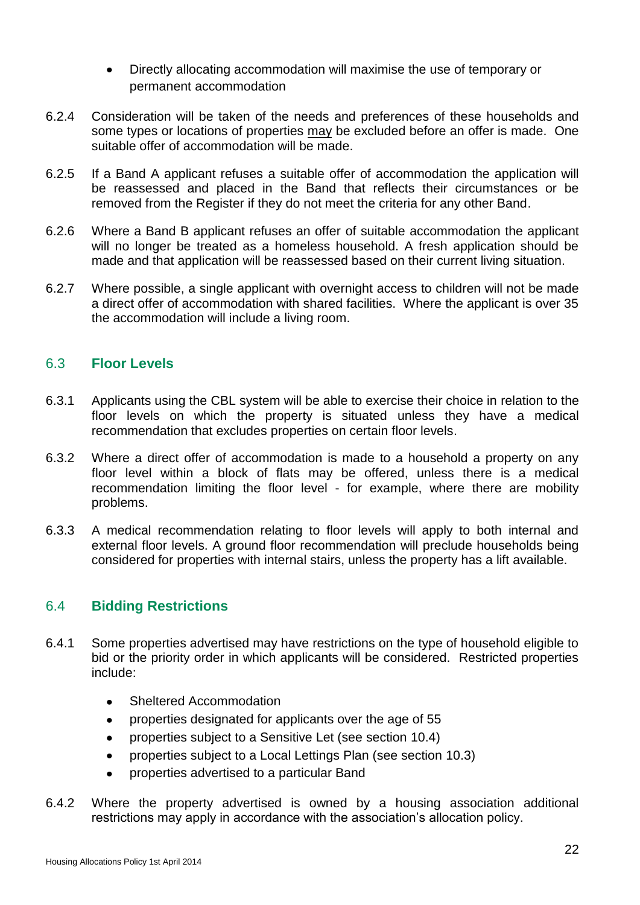- Directly allocating accommodation will maximise the use of temporary or permanent accommodation

6.2.4 Consideration will be taken of the needs and preferences of these households and some types or locations of properties may be excluded before an offer is made. One suitable offer of accommodation will be made.

6.2.5 If a Band A applicant refuses a suitable offer of accommodation the application will be reassessed and placed in the Band that reflects their circumstances or be removed from the Register if they do not meet the criteria for any other Band.

6.2.6 Where a Band B applicant refuses an offer of suitable accommodation the applicant will no longer be treated as a homeless household. A fresh application should be made and that application will be reassessed based on their current living situation.

6.2.7 Where possible, a single applicant with overnight access to children will not be made a direct offer of accommodation with shared facilities. Where the applicant is over 35 the accommodation will include a living room.

## 6.3 Floor Levels

6.3.1 Applicants using the CBL system will be able to exercise their choice in relation to the floor levels on which the property is situated unless they have a medical recommendation that excludes properties on certain floor levels.

6.3.2 Where a direct offer of accommodation is made to a household a property on any floor level within a block of flats may be offered, unless there is a medical recommendation limiting the floor level - for example, where there are mobility problems.

6.3.3 A medical recommendation relating to floor levels will apply to both internal and external floor levels. A ground floor recommendation will preclude households being considered for properties with internal stairs, unless the property has a lift available.

## 6.4 Bidding Restrictions

6.4.1 Some properties advertised may have restrictions on the type of household eligible to bid or the priority order in which applicants will be considered. Restricted properties include:

- Sheltered Accommodation
- properties designated for applicants over the age of 55
- properties subject to a Sensitive Let (see section 10.4)
- properties subject to a Local Lettings Plan (see section 10.3)
- properties advertised to a particular Band

6.4.2 Where the property advertised is owned by a housing association additional restrictions may apply in accordance with the association's allocation policy.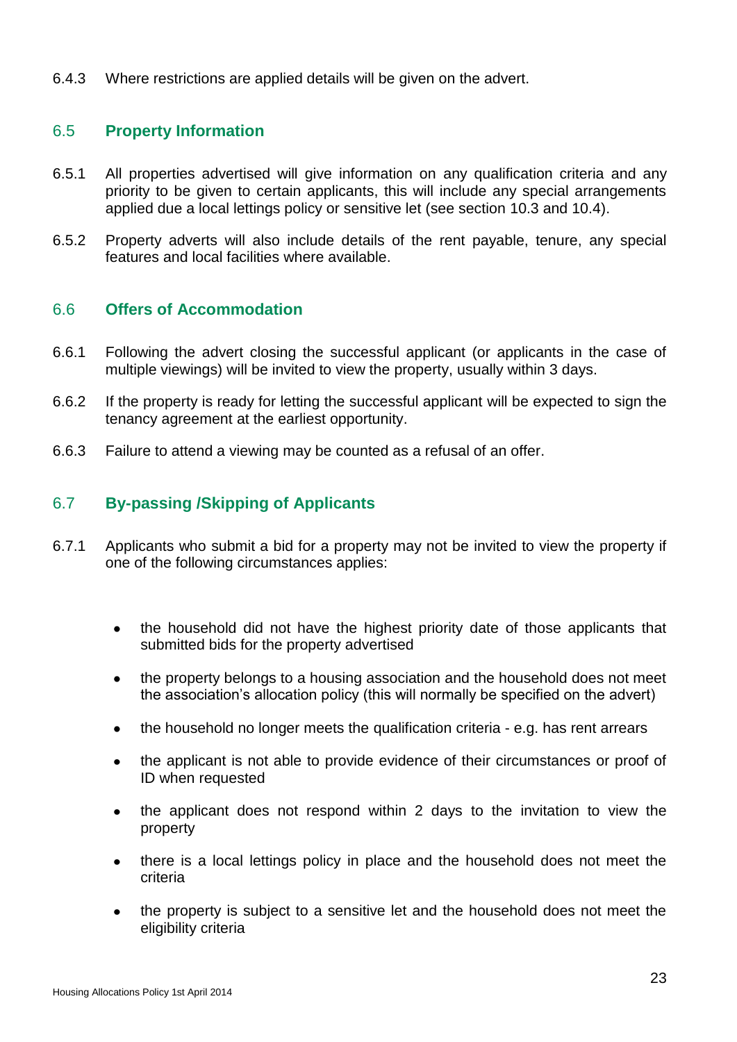6.4.3 Where restrictions are applied details will be given on the advert.

## 6.5 Property Information

6.5.1 All properties advertised will give information on any qualification criteria and any priority to be given to certain applicants, this will include any special arrangements applied due a local lettings policy or sensitive let (see section 10.3 and 10.4).

6.5.2 Property adverts will also include details of the rent payable, tenure, any special features and local facilities where available.

## 6.6 Offers of Accommodation

6.6.1 Following the advert closing the successful applicant (or applicants in the case of multiple viewings) will be invited to view the property, usually within 3 days.

6.6.2 If the property is ready for letting the successful applicant will be expected to sign the tenancy agreement at the earliest opportunity.

6.6.3 Failure to attend a viewing may be counted as a refusal of an offer.

## 6.7 By-passing /Skipping of Applicants

6.7.1 Applicants who submit a bid for a property may not be invited to view the property if one of the following circumstances applies:

- the household did not have the highest priority date of those applicants that submitted bids for the property advertised
- the property belongs to a housing association and the household does not meet the association's allocation policy (this will normally be specified on the advert)
- the household no longer meets the qualification criteria - e.g. has rent arrears
- the applicant is not able to provide evidence of their circumstances or proof of ID when requested
- the applicant does not respond within 2 days to the invitation to view the property
- there is a local lettings policy in place and the household does not meet the criteria
- the property is subject to a sensitive let and the household does not meet the eligibility criteria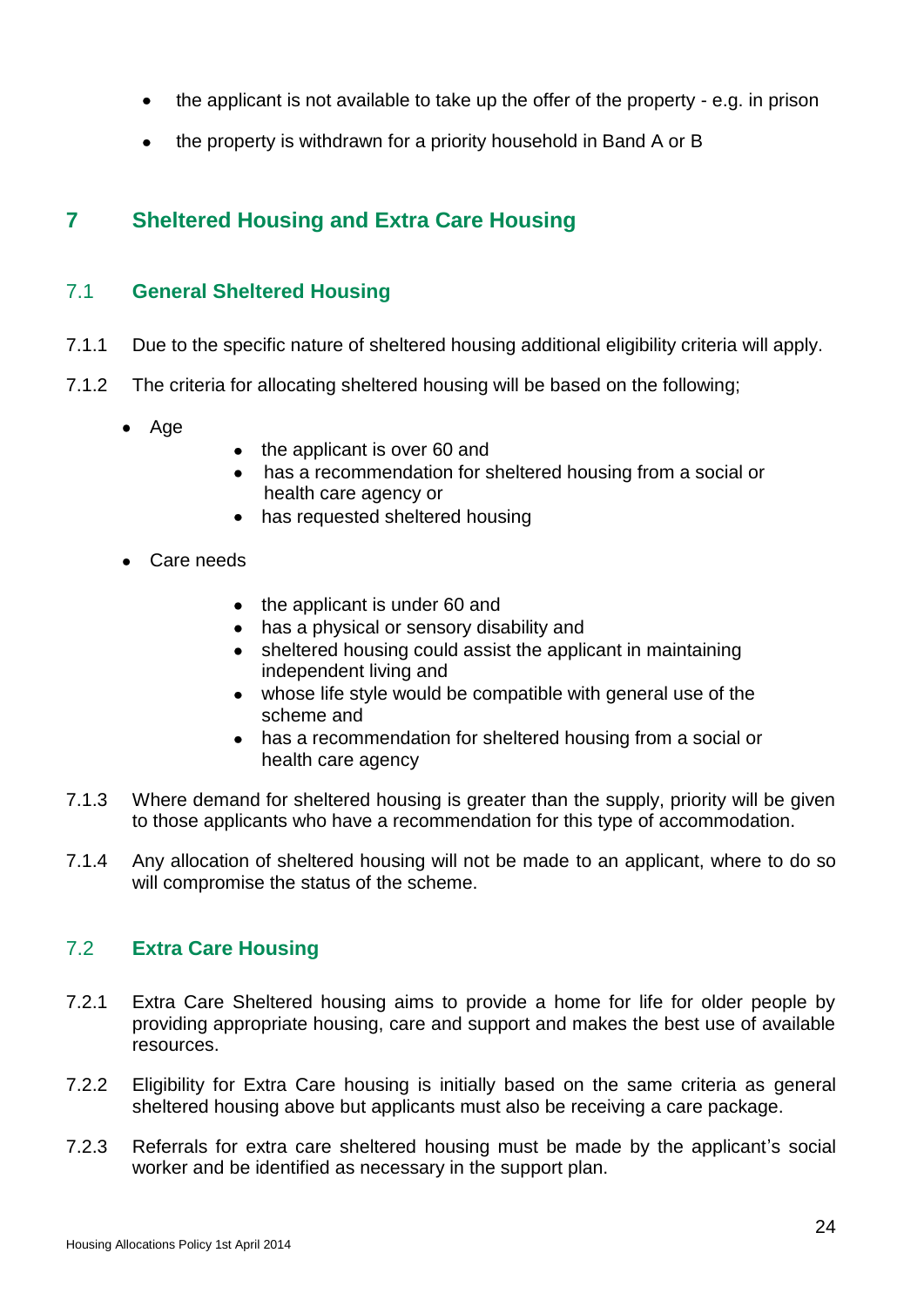- the applicant is not available to take up the offer of the property - e.g. in prison
- the property is withdrawn for a priority household in Band A or B

## 7 Sheltered Housing and Extra Care Housing

### 7.1 General Sheltered Housing

7.1.1 Due to the specific nature of sheltered housing additional eligibility criteria will apply.

7.1.2 The criteria for allocating sheltered housing will be based on the following;

- Age
  - the applicant is over 60 and
  - has a recommendation for sheltered housing from a social or health care agency or
  - has requested sheltered housing
- Care needs
  - the applicant is under 60 and
  - has a physical or sensory disability and
  - sheltered housing could assist the applicant in maintaining independent living and
  - whose life style would be compatible with general use of the scheme and
  - has a recommendation for sheltered housing from a social or health care agency

7.1.3 Where demand for sheltered housing is greater than the supply, priority will be given to those applicants who have a recommendation for this type of accommodation.

7.1.4 Any allocation of sheltered housing will not be made to an applicant, where to do so will compromise the status of the scheme.

### 7.2 Extra Care Housing

7.2.1 Extra Care Sheltered housing aims to provide a home for life for older people by providing appropriate housing, care and support and makes the best use of available resources.

7.2.2 Eligibility for Extra Care housing is initially based on the same criteria as general sheltered housing above but applicants must also be receiving a care package.

7.2.3 Referrals for extra care sheltered housing must be made by the applicant's social worker and be identified as necessary in the support plan.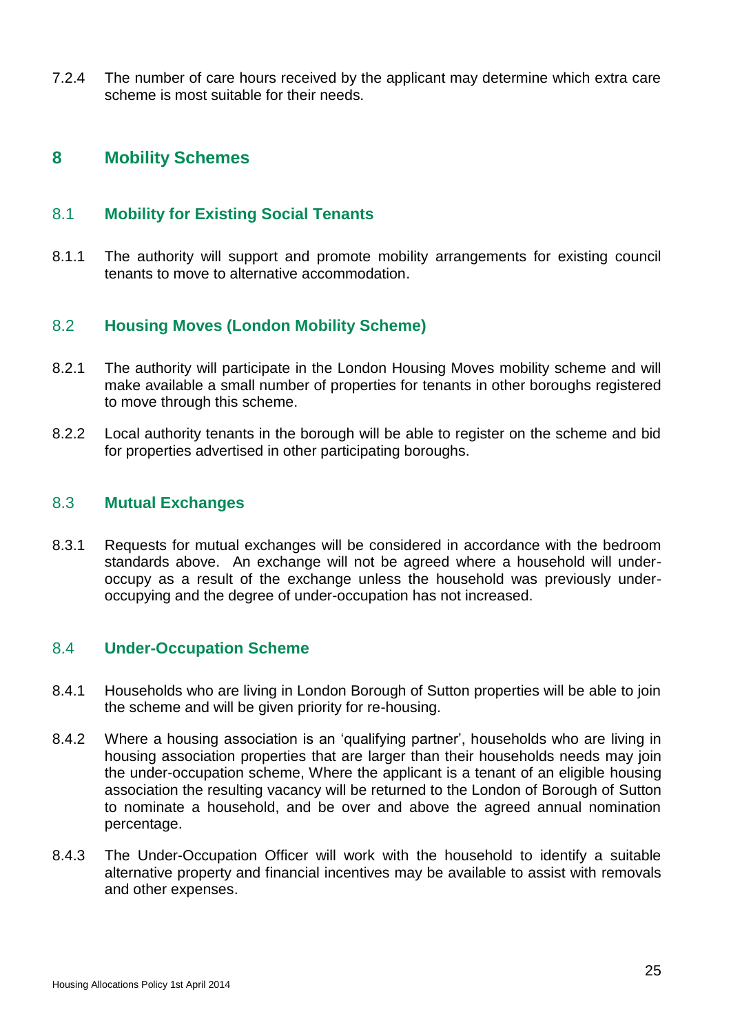7.2.4 The number of care hours received by the applicant may determine which extra care scheme is most suitable for their needs.

## 8 Mobility Schemes

### 8.1 Mobility for Existing Social Tenants

8.1.1 The authority will support and promote mobility arrangements for existing council tenants to move to alternative accommodation.

### 8.2 Housing Moves (London Mobility Scheme)

8.2.1 The authority will participate in the London Housing Moves mobility scheme and will make available a small number of properties for tenants in other boroughs registered to move through this scheme.

8.2.2 Local authority tenants in the borough will be able to register on the scheme and bid for properties advertised in other participating boroughs.

### 8.3 Mutual Exchanges

8.3.1 Requests for mutual exchanges will be considered in accordance with the bedroom standards above. An exchange will not be agreed where a household will under-occupy as a result of the exchange unless the household was previously under-occupying and the degree of under-occupation has not increased.

### 8.4 Under-Occupation Scheme

8.4.1 Households who are living in London Borough of Sutton properties will be able to join the scheme and will be given priority for re-housing.

8.4.2 Where a housing association is an 'qualifying partner', households who are living in housing association properties that are larger than their households needs may join the under-occupation scheme, Where the applicant is a tenant of an eligible housing association the resulting vacancy will be returned to the London of Borough of Sutton to nominate a household, and be over and above the agreed annual nomination percentage.

8.4.3 The Under-Occupation Officer will work with the household to identify a suitable alternative property and financial incentives may be available to assist with removals and other expenses.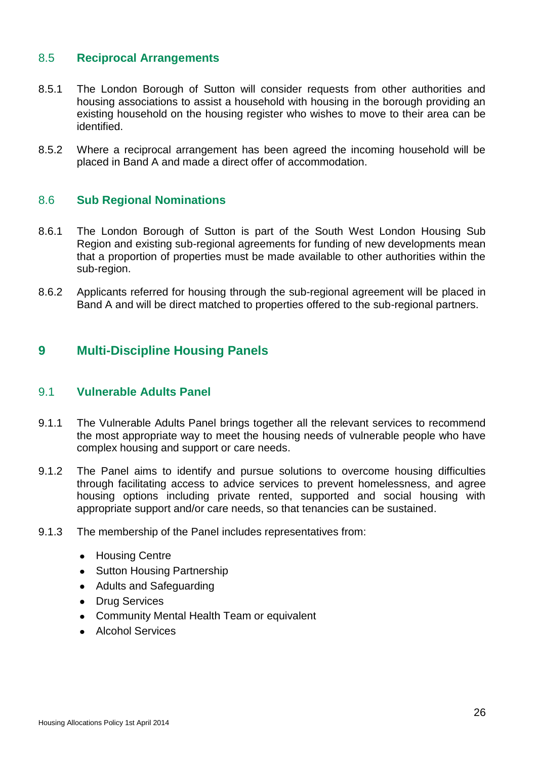### 8.5 Reciprocal Arrangements

8.5.1 The London Borough of Sutton will consider requests from other authorities and housing associations to assist a household with housing in the borough providing an existing household on the housing register who wishes to move to their area can be identified.

8.5.2 Where a reciprocal arrangement has been agreed the incoming household will be placed in Band A and made a direct offer of accommodation.

### 8.6 Sub Regional Nominations

8.6.1 The London Borough of Sutton is part of the South West London Housing Sub Region and existing sub-regional agreements for funding of new developments mean that a proportion of properties must be made available to other authorities within the sub-region.

8.6.2 Applicants referred for housing through the sub-regional agreement will be placed in Band A and will be direct matched to properties offered to the sub-regional partners.

## 9 Multi-Discipline Housing Panels

### 9.1 Vulnerable Adults Panel

9.1.1 The Vulnerable Adults Panel brings together all the relevant services to recommend the most appropriate way to meet the housing needs of vulnerable people who have complex housing and support or care needs.

9.1.2 The Panel aims to identify and pursue solutions to overcome housing difficulties through facilitating access to advice services to prevent homelessness, and agree housing options including private rented, supported and social housing with appropriate support and/or care needs, so that tenancies can be sustained.

9.1.3 The membership of the Panel includes representatives from:

- Housing Centre
- Sutton Housing Partnership
- Adults and Safeguarding
- Drug Services
- Community Mental Health Team or equivalent
- Alcohol Services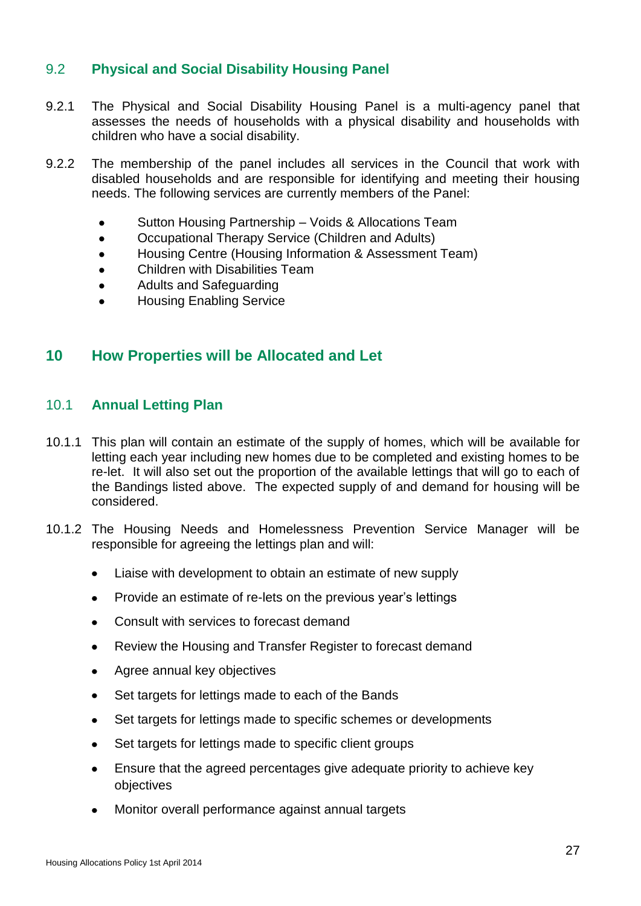### 9.2 Physical and Social Disability Housing Panel

9.2.1 The Physical and Social Disability Housing Panel is a multi-agency panel that assesses the needs of households with a physical disability and households with children who have a social disability.

9.2.2 The membership of the panel includes all services in the Council that work with disabled households and are responsible for identifying and meeting their housing needs. The following services are currently members of the Panel:

- Sutton Housing Partnership – Voids & Allocations Team
- Occupational Therapy Service (Children and Adults)
- Housing Centre (Housing Information & Assessment Team)
- Children with Disabilities Team
- Adults and Safeguarding
- Housing Enabling Service

## 10 How Properties will be Allocated and Let

### 10.1 Annual Letting Plan

10.1.1 This plan will contain an estimate of the supply of homes, which will be available for letting each year including new homes due to be completed and existing homes to be re-let. It will also set out the proportion of the available lettings that will go to each of the Bandings listed above. The expected supply of and demand for housing will be considered.

10.1.2 The Housing Needs and Homelessness Prevention Service Manager will be responsible for agreeing the lettings plan and will:

- Liaise with development to obtain an estimate of new supply
- Provide an estimate of re-lets on the previous year's lettings
- Consult with services to forecast demand
- Review the Housing and Transfer Register to forecast demand
- Agree annual key objectives
- Set targets for lettings made to each of the Bands
- Set targets for lettings made to specific schemes or developments
- Set targets for lettings made to specific client groups
- Ensure that the agreed percentages give adequate priority to achieve key objectives
- Monitor overall performance against annual targets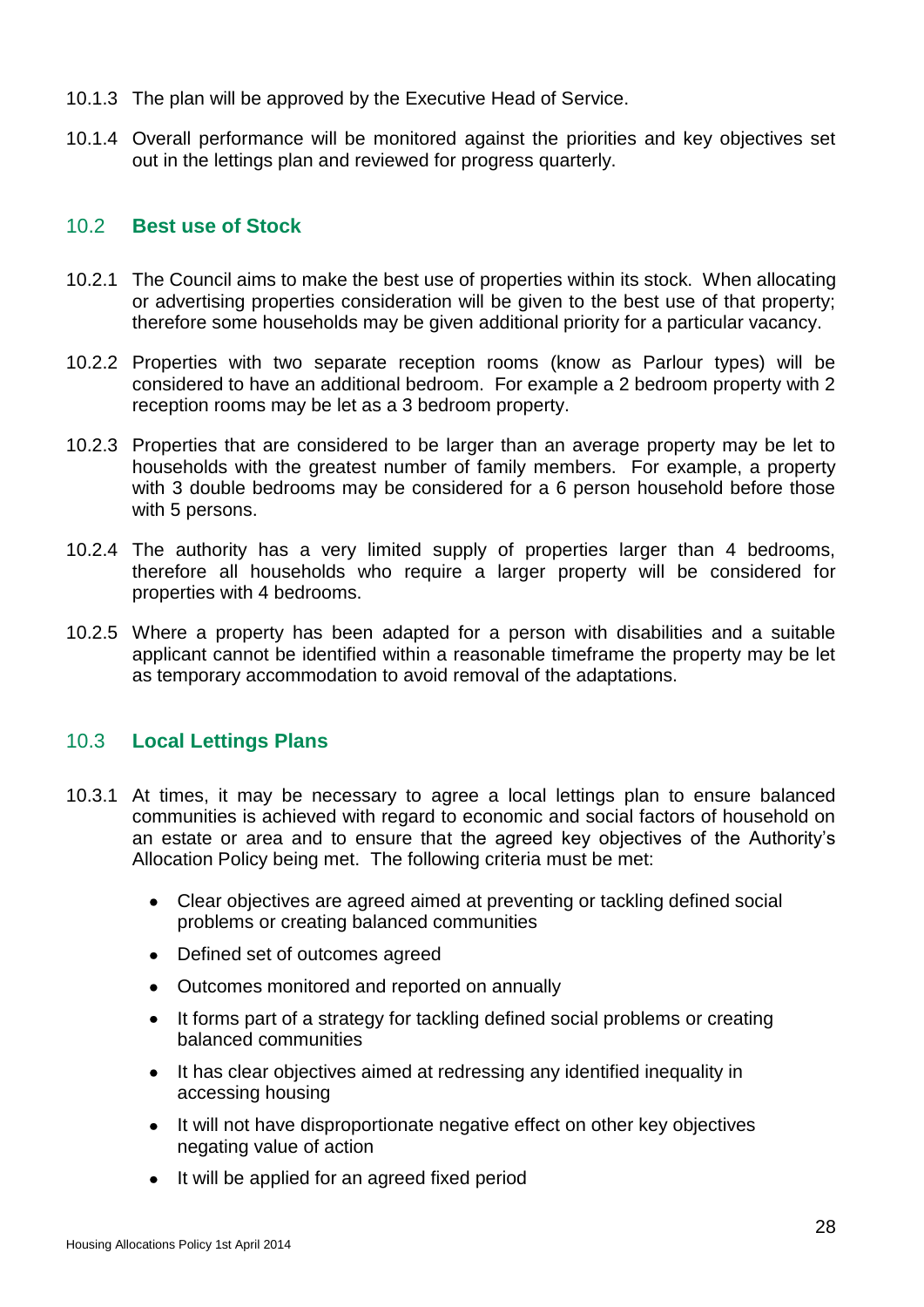10.1.3 The plan will be approved by the Executive Head of Service.

10.1.4 Overall performance will be monitored against the priorities and key objectives set out in the lettings plan and reviewed for progress quarterly.

## 10.2 Best use of Stock

10.2.1 The Council aims to make the best use of properties within its stock. When allocating or advertising properties consideration will be given to the best use of that property; therefore some households may be given additional priority for a particular vacancy.

10.2.2 Properties with two separate reception rooms (know as Parlour types) will be considered to have an additional bedroom. For example a 2 bedroom property with 2 reception rooms may be let as a 3 bedroom property.

10.2.3 Properties that are considered to be larger than an average property may be let to households with the greatest number of family members. For example, a property with 3 double bedrooms may be considered for a 6 person household before those with 5 persons.

10.2.4 The authority has a very limited supply of properties larger than 4 bedrooms, therefore all households who require a larger property will be considered for properties with 4 bedrooms.

10.2.5 Where a property has been adapted for a person with disabilities and a suitable applicant cannot be identified within a reasonable timeframe the property may be let as temporary accommodation to avoid removal of the adaptations.

## 10.3 Local Lettings Plans

10.3.1 At times, it may be necessary to agree a local lettings plan to ensure balanced communities is achieved with regard to economic and social factors of household on an estate or area and to ensure that the agreed key objectives of the Authority's Allocation Policy being met. The following criteria must be met:

- Clear objectives are agreed aimed at preventing or tackling defined social problems or creating balanced communities
- Defined set of outcomes agreed
- Outcomes monitored and reported on annually
- It forms part of a strategy for tackling defined social problems or creating balanced communities
- It has clear objectives aimed at redressing any identified inequality in accessing housing
- It will not have disproportionate negative effect on other key objectives negating value of action
- It will be applied for an agreed fixed period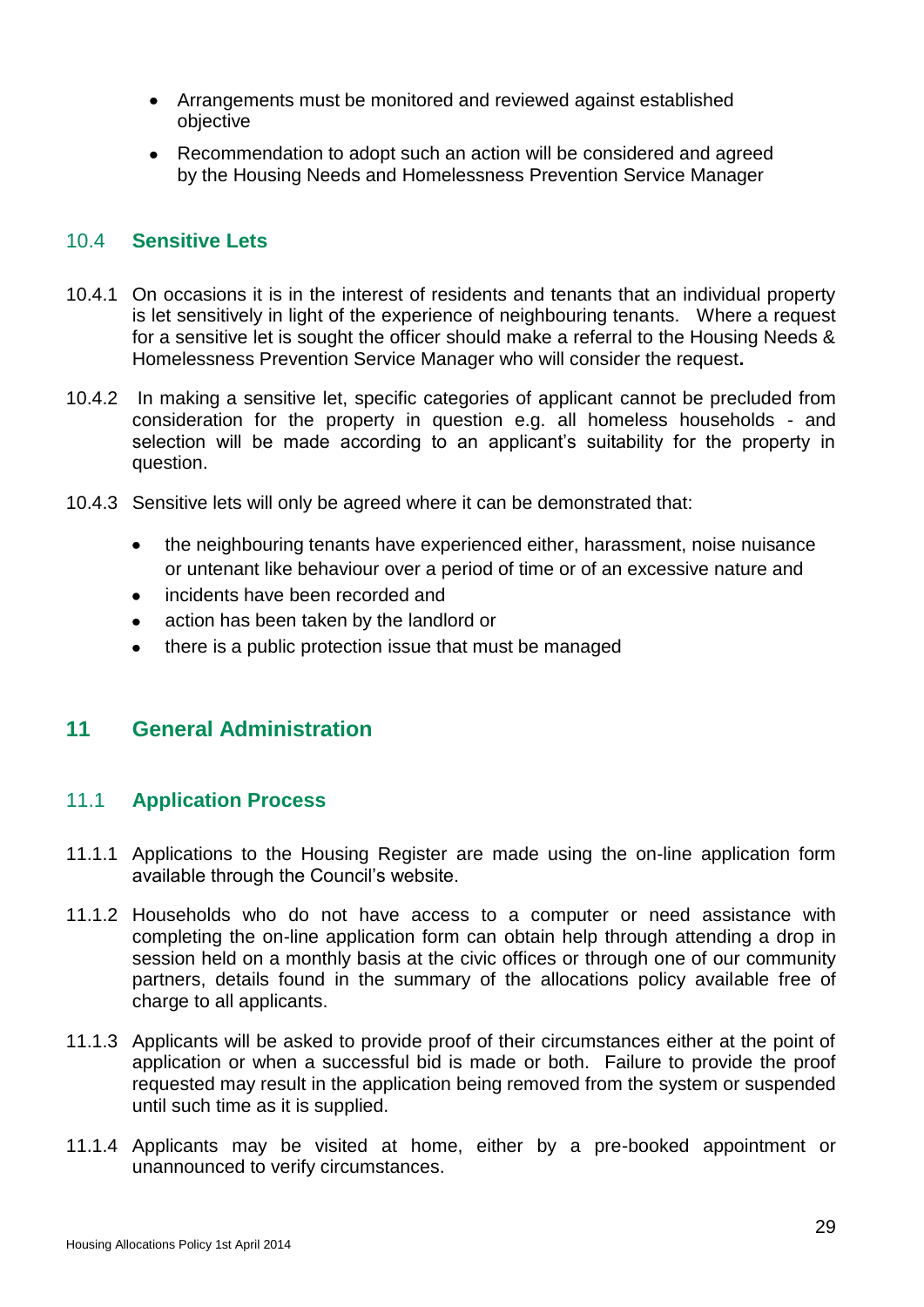- Arrangements must be monitored and reviewed against established objective
- Recommendation to adopt such an action will be considered and agreed by the Housing Needs and Homelessness Prevention Service Manager

### 10.4 Sensitive Lets

10.4.1 On occasions it is in the interest of residents and tenants that an individual property is let sensitively in light of the experience of neighbouring tenants. Where a request for a sensitive let is sought the officer should make a referral to the Housing Needs & Homelessness Prevention Service Manager who will consider the request**.**

10.4.2 In making a sensitive let, specific categories of applicant cannot be precluded from consideration for the property in question e.g. all homeless households - and selection will be made according to an applicant's suitability for the property in question.

10.4.3 Sensitive lets will only be agreed where it can be demonstrated that:

- the neighbouring tenants have experienced either, harassment, noise nuisance or untenant like behaviour over a period of time or of an excessive nature and
- incidents have been recorded and
- action has been taken by the landlord or
- there is a public protection issue that must be managed

## 11 General Administration

### 11.1 Application Process

11.1.1 Applications to the Housing Register are made using the on-line application form available through the Council's website.

11.1.2 Households who do not have access to a computer or need assistance with completing the on-line application form can obtain help through attending a drop in session held on a monthly basis at the civic offices or through one of our community partners, details found in the summary of the allocations policy available free of charge to all applicants.

11.1.3 Applicants will be asked to provide proof of their circumstances either at the point of application or when a successful bid is made or both. Failure to provide the proof requested may result in the application being removed from the system or suspended until such time as it is supplied.

11.1.4 Applicants may be visited at home, either by a pre-booked appointment or unannounced to verify circumstances.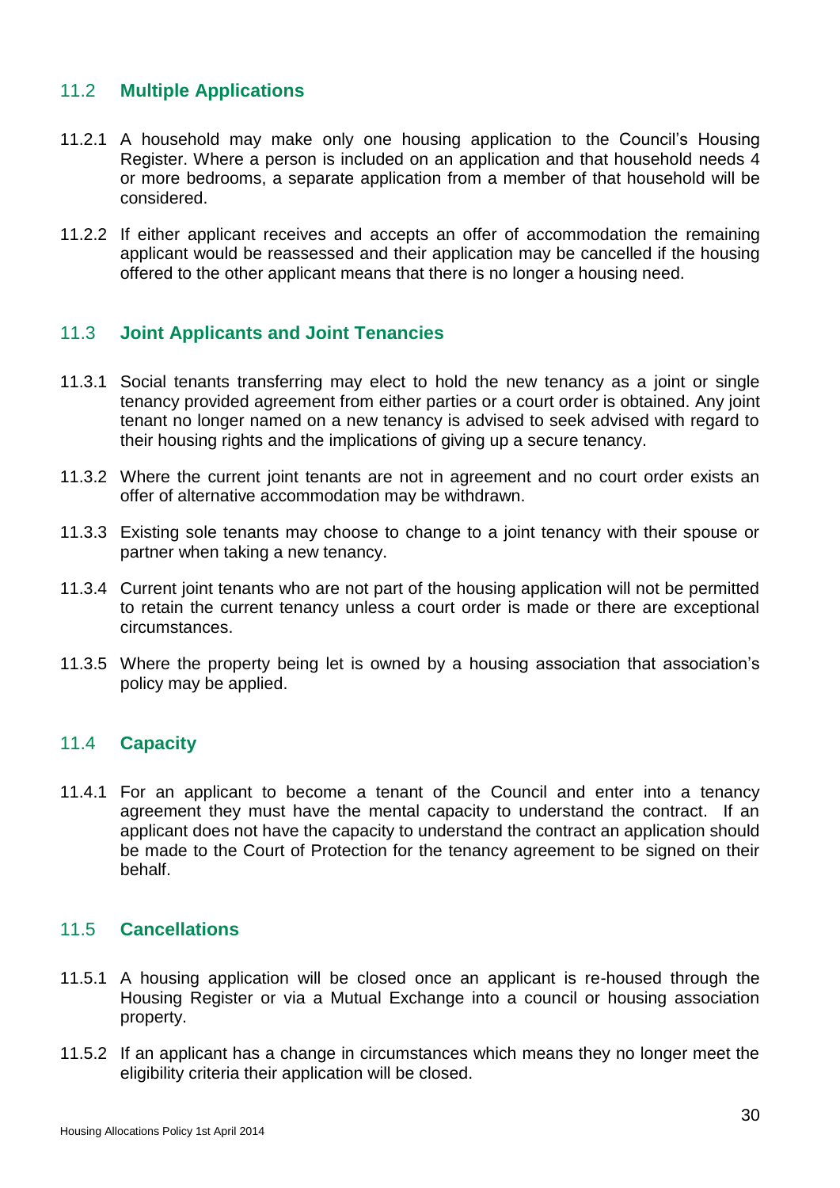## 11.2 Multiple Applications

11.2.1 A household may make only one housing application to the Council's Housing Register. Where a person is included on an application and that household needs 4 or more bedrooms, a separate application from a member of that household will be considered.

11.2.2 If either applicant receives and accepts an offer of accommodation the remaining applicant would be reassessed and their application may be cancelled if the housing offered to the other applicant means that there is no longer a housing need.

## 11.3 Joint Applicants and Joint Tenancies

11.3.1 Social tenants transferring may elect to hold the new tenancy as a joint or single tenancy provided agreement from either parties or a court order is obtained. Any joint tenant no longer named on a new tenancy is advised to seek advised with regard to their housing rights and the implications of giving up a secure tenancy.

11.3.2 Where the current joint tenants are not in agreement and no court order exists an offer of alternative accommodation may be withdrawn.

11.3.3 Existing sole tenants may choose to change to a joint tenancy with their spouse or partner when taking a new tenancy.

11.3.4 Current joint tenants who are not part of the housing application will not be permitted to retain the current tenancy unless a court order is made or there are exceptional circumstances.

11.3.5 Where the property being let is owned by a housing association that association's policy may be applied.

## 11.4 Capacity

11.4.1 For an applicant to become a tenant of the Council and enter into a tenancy agreement they must have the mental capacity to understand the contract. If an applicant does not have the capacity to understand the contract an application should be made to the Court of Protection for the tenancy agreement to be signed on their behalf.

## 11.5 Cancellations

11.5.1 A housing application will be closed once an applicant is re-housed through the Housing Register or via a Mutual Exchange into a council or housing association property.

11.5.2 If an applicant has a change in circumstances which means they no longer meet the eligibility criteria their application will be closed.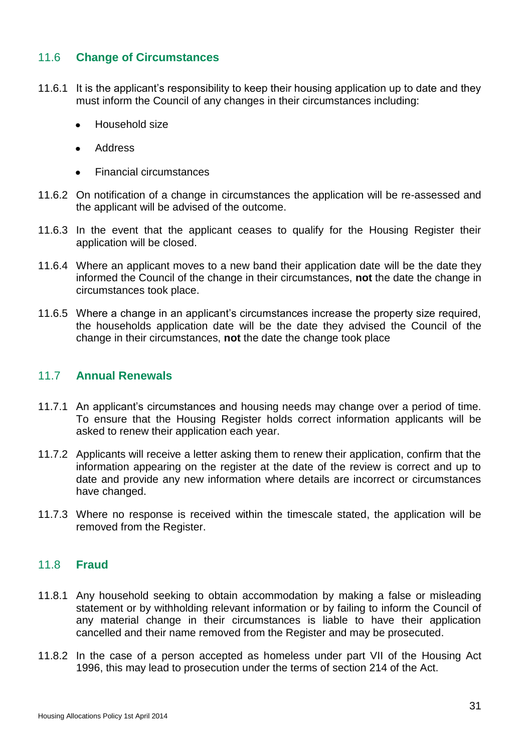## 11.6 Change of Circumstances

11.6.1 It is the applicant's responsibility to keep their housing application up to date and they must inform the Council of any changes in their circumstances including:

- Household size
- Address
- Financial circumstances

11.6.2 On notification of a change in circumstances the application will be re-assessed and the applicant will be advised of the outcome.

11.6.3 In the event that the applicant ceases to qualify for the Housing Register their application will be closed.

11.6.4 Where an applicant moves to a new band their application date will be the date they informed the Council of the change in their circumstances, **not** the date the change in circumstances took place.

11.6.5 Where a change in an applicant's circumstances increase the property size required, the households application date will be the date they advised the Council of the change in their circumstances, **not** the date the change took place

## 11.7 Annual Renewals

11.7.1 An applicant's circumstances and housing needs may change over a period of time. To ensure that the Housing Register holds correct information applicants will be asked to renew their application each year.

11.7.2 Applicants will receive a letter asking them to renew their application, confirm that the information appearing on the register at the date of the review is correct and up to date and provide any new information where details are incorrect or circumstances have changed.

11.7.3 Where no response is received within the timescale stated, the application will be removed from the Register.

## 11.8 Fraud

11.8.1 Any household seeking to obtain accommodation by making a false or misleading statement or by withholding relevant information or by failing to inform the Council of any material change in their circumstances is liable to have their application cancelled and their name removed from the Register and may be prosecuted.

11.8.2 In the case of a person accepted as homeless under part VII of the Housing Act 1996, this may lead to prosecution under the terms of section 214 of the Act.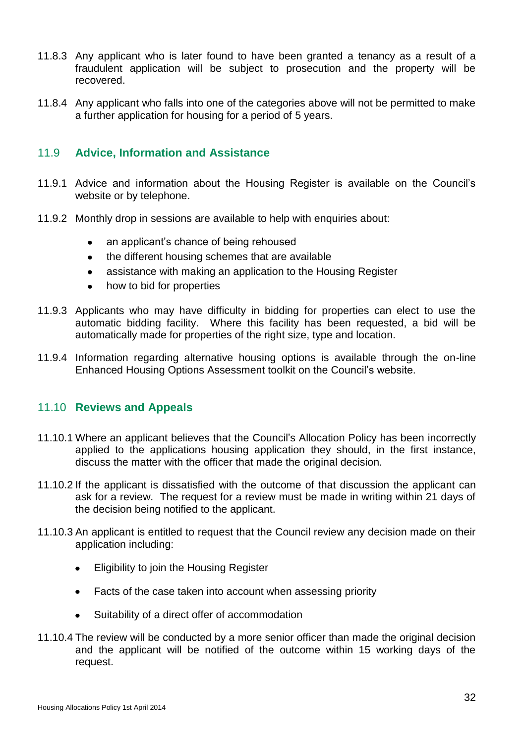11.8.3 Any applicant who is later found to have been granted a tenancy as a result of a fraudulent application will be subject to prosecution and the property will be recovered.

11.8.4 Any applicant who falls into one of the categories above will not be permitted to make a further application for housing for a period of 5 years.

## 11.9 Advice, Information and Assistance

11.9.1 Advice and information about the Housing Register is available on the Council's website or by telephone.

11.9.2 Monthly drop in sessions are available to help with enquiries about:

- an applicant's chance of being rehoused
- the different housing schemes that are available
- assistance with making an application to the Housing Register
- how to bid for properties

11.9.3 Applicants who may have difficulty in bidding for properties can elect to use the automatic bidding facility. Where this facility has been requested, a bid will be automatically made for properties of the right size, type and location.

11.9.4 Information regarding alternative housing options is available through the on-line Enhanced Housing Options Assessment toolkit on the Council's website.

## 11.10 Reviews and Appeals

11.10.1 Where an applicant believes that the Council's Allocation Policy has been incorrectly applied to the applications housing application they should, in the first instance, discuss the matter with the officer that made the original decision.

11.10.2 If the applicant is dissatisfied with the outcome of that discussion the applicant can ask for a review. The request for a review must be made in writing within 21 days of the decision being notified to the applicant.

11.10.3 An applicant is entitled to request that the Council review any decision made on their application including:

- Eligibility to join the Housing Register
- Facts of the case taken into account when assessing priority
- Suitability of a direct offer of accommodation

11.10.4 The review will be conducted by a more senior officer than made the original decision and the applicant will be notified of the outcome within 15 working days of the request.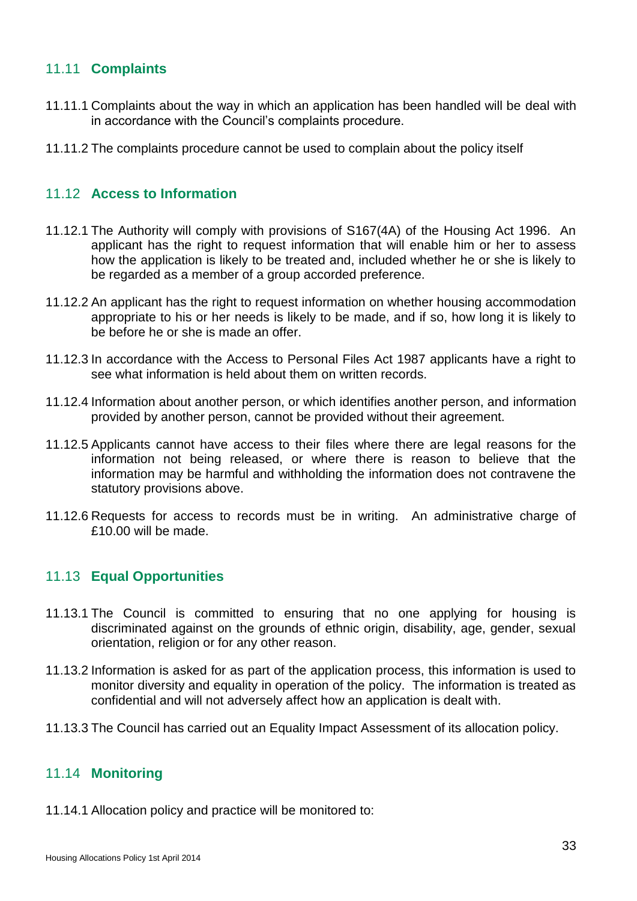## 11.11 Complaints

11.11.1 Complaints about the way in which an application has been handled will be deal with in accordance with the Council's complaints procedure.

11.11.2 The complaints procedure cannot be used to complain about the policy itself

## 11.12 Access to Information

11.12.1 The Authority will comply with provisions of S167(4A) of the Housing Act 1996. An applicant has the right to request information that will enable him or her to assess how the application is likely to be treated and, included whether he or she is likely to be regarded as a member of a group accorded preference.

11.12.2 An applicant has the right to request information on whether housing accommodation appropriate to his or her needs is likely to be made, and if so, how long it is likely to be before he or she is made an offer.

11.12.3 In accordance with the Access to Personal Files Act 1987 applicants have a right to see what information is held about them on written records.

11.12.4 Information about another person, or which identifies another person, and information provided by another person, cannot be provided without their agreement.

11.12.5 Applicants cannot have access to their files where there are legal reasons for the information not being released, or where there is reason to believe that the information may be harmful and withholding the information does not contravene the statutory provisions above.

11.12.6 Requests for access to records must be in writing. An administrative charge of £10.00 will be made.

## 11.13 Equal Opportunities

11.13.1 The Council is committed to ensuring that no one applying for housing is discriminated against on the grounds of ethnic origin, disability, age, gender, sexual orientation, religion or for any other reason.

11.13.2 Information is asked for as part of the application process, this information is used to monitor diversity and equality in operation of the policy. The information is treated as confidential and will not adversely affect how an application is dealt with.

11.13.3 The Council has carried out an Equality Impact Assessment of its allocation policy.

## 11.14 Monitoring

11.14.1 Allocation policy and practice will be monitored to: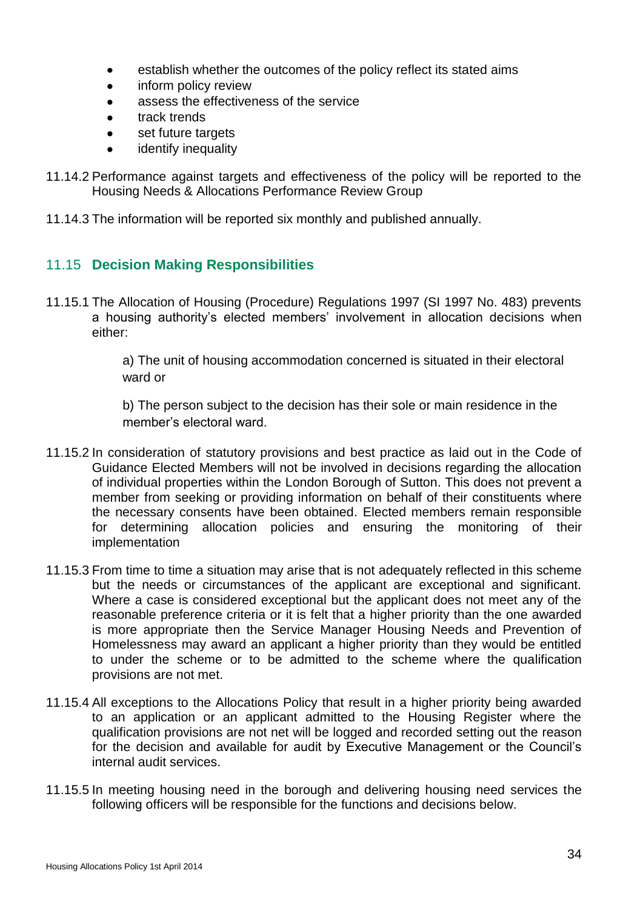- establish whether the outcomes of the policy reflect its stated aims
- inform policy review
- assess the effectiveness of the service
- track trends
- set future targets
- identify inequality

11.14.2 Performance against targets and effectiveness of the policy will be reported to the Housing Needs & Allocations Performance Review Group

11.14.3 The information will be reported six monthly and published annually.

## 11.15 Decision Making Responsibilities

11.15.1 The Allocation of Housing (Procedure) Regulations 1997 (SI 1997 No. 483) prevents a housing authority's elected members' involvement in allocation decisions when either:

> a) The unit of housing accommodation concerned is situated in their electoral ward or
>
> b) The person subject to the decision has their sole or main residence in the member's electoral ward.

11.15.2 In consideration of statutory provisions and best practice as laid out in the Code of Guidance Elected Members will not be involved in decisions regarding the allocation of individual properties within the London Borough of Sutton. This does not prevent a member from seeking or providing information on behalf of their constituents where the necessary consents have been obtained. Elected members remain responsible for determining allocation policies and ensuring the monitoring of their implementation

11.15.3 From time to time a situation may arise that is not adequately reflected in this scheme but the needs or circumstances of the applicant are exceptional and significant. Where a case is considered exceptional but the applicant does not meet any of the reasonable preference criteria or it is felt that a higher priority than the one awarded is more appropriate then the Service Manager Housing Needs and Prevention of Homelessness may award an applicant a higher priority than they would be entitled to under the scheme or to be admitted to the scheme where the qualification provisions are not met.

11.15.4 All exceptions to the Allocations Policy that result in a higher priority being awarded to an application or an applicant admitted to the Housing Register where the qualification provisions are not net will be logged and recorded setting out the reason for the decision and available for audit by Executive Management or the Council's internal audit services.

11.15.5 In meeting housing need in the borough and delivering housing need services the following officers will be responsible for the functions and decisions below.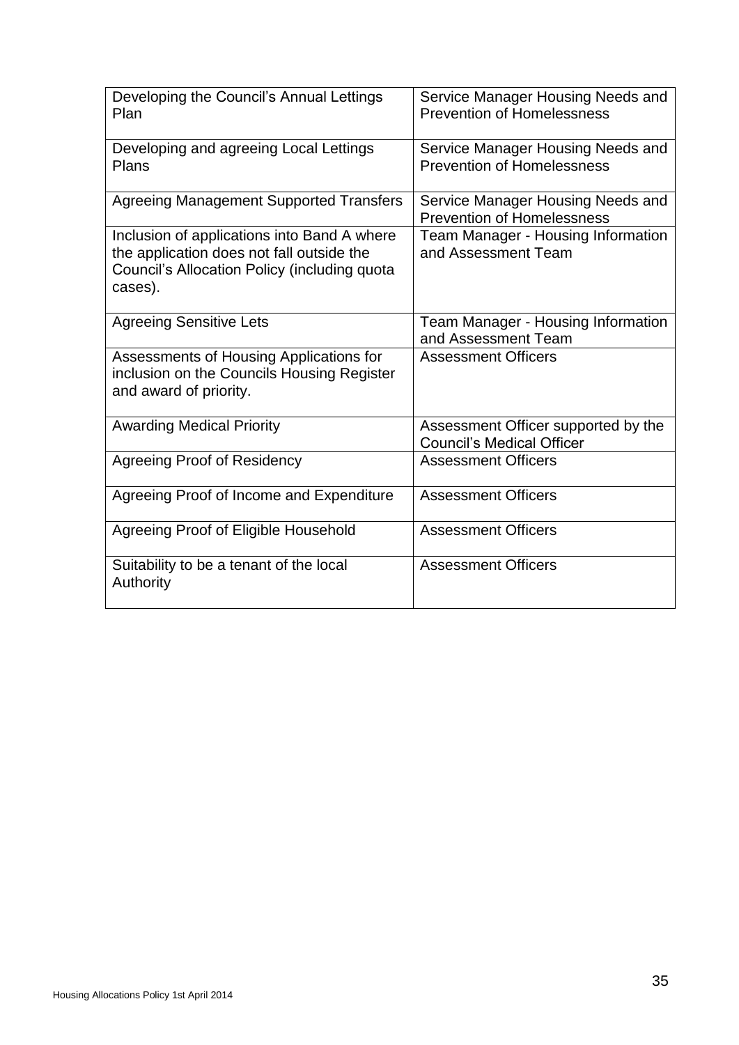| | |
|---|---|
| Developing the Council's Annual Lettings Plan | Service Manager Housing Needs and Prevention of Homelessness |
| Developing and agreeing Local Lettings Plans | Service Manager Housing Needs and Prevention of Homelessness |
| Agreeing Management Supported Transfers | Service Manager Housing Needs and Prevention of Homelessness |
| Inclusion of applications into Band A where the application does not fall outside the Council's Allocation Policy (including quota cases). | Team Manager - Housing Information and Assessment Team |
| Agreeing Sensitive Lets | Team Manager - Housing Information and Assessment Team |
| Assessments of Housing Applications for inclusion on the Councils Housing Register and award of priority. | Assessment Officers |
| Awarding Medical Priority | Assessment Officer supported by the Council's Medical Officer |
| Agreeing Proof of Residency | Assessment Officers |
| Agreeing Proof of Income and Expenditure | Assessment Officers |
| Agreeing Proof of Eligible Household | Assessment Officers |
| Suitability to be a tenant of the local Authority | Assessment Officers |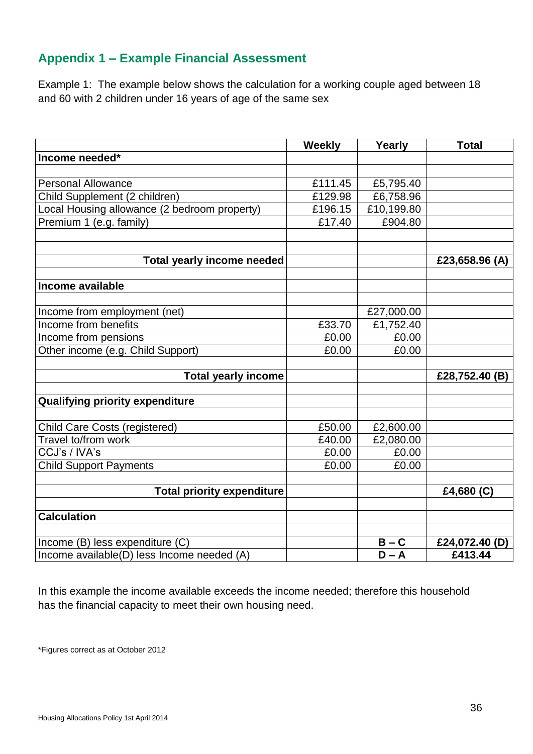## Appendix 1 – Example Financial Assessment

Example 1: The example below shows the calculation for a working couple aged between 18 and 60 with 2 children under 16 years of age of the same sex

| | Weekly | Yearly | Total |
|---|---|---|---|
| **Income needed*** | | | |
| | | | |
| Personal Allowance | £111.45 | £5,795.40 | |
| Child Supplement (2 children) | £129.98 | £6,758.96 | |
| Local Housing allowance (2 bedroom property) | £196.15 | £10,199.80 | |
| Premium 1 (e.g. family) | £17.40 | £904.80 | |
| | | | |
| | | | |
| **Total yearly income needed** | | | **£23,658.96 (A)** |
| | | | |
| **Income available** | | | |
| | | | |
| Income from employment (net) | | £27,000.00 | |
| Income from benefits | £33.70 | £1,752.40 | |
| Income from pensions | £0.00 | £0.00 | |
| Other income (e.g. Child Support) | £0.00 | £0.00 | |
| | | | |
| **Total yearly income** | | | **£28,752.40 (B)** |
| | | | |
| **Qualifying priority expenditure** | | | |
| | | | |
| Child Care Costs (registered) | £50.00 | £2,600.00 | |
| Travel to/from work | £40.00 | £2,080.00 | |
| CCJ's / IVA's | £0.00 | £0.00 | |
| Child Support Payments | £0.00 | £0.00 | |
| | | | |
| **Total priority expenditure** | | | **£4,680 (C)** |
| | | | |
| **Calculation** | | | |
| | | | |
| Income (B) less expenditure (C) | | **B – C** | **£24,072.40 (D)** |
| Income available(D) less Income needed (A) | | **D – A** | **£413.44** |

In this example the income available exceeds the income needed; therefore this household has the financial capacity to meet their own housing need.

*Figures correct as at October 2012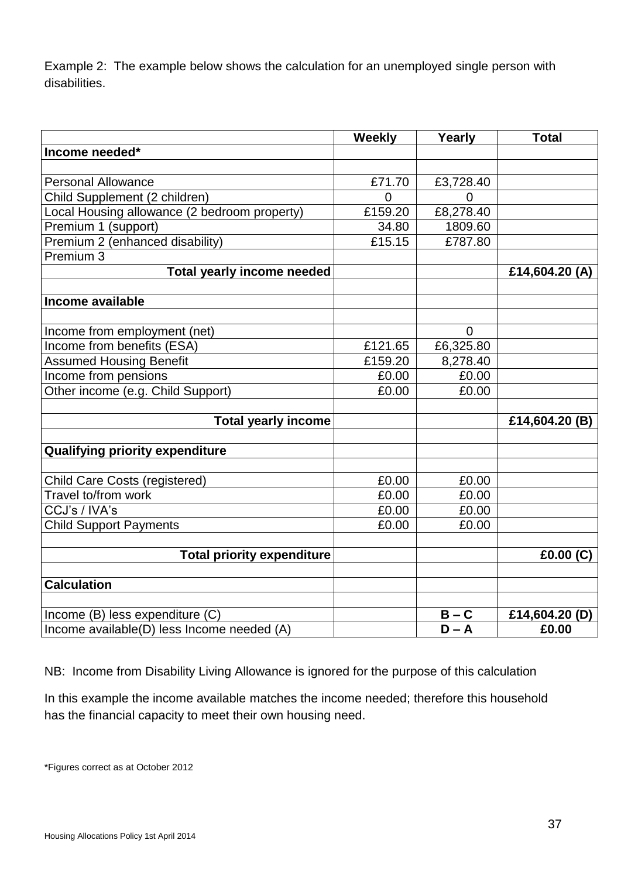Example 2: The example below shows the calculation for an unemployed single person with disabilities.

| | Weekly | Yearly | Total |
|---|---|---|---|
| **Income needed*** | | | |
| | | | |
| Personal Allowance | £71.70 | £3,728.40 | |
| Child Supplement (2 children) | 0 | 0 | |
| Local Housing allowance (2 bedroom property) | £159.20 | £8,278.40 | |
| Premium 1 (support) | 34.80 | 1809.60 | |
| Premium 2 (enhanced disability) | £15.15 | £787.80 | |
| Premium 3 | | | |
| **Total yearly income needed** | | | **£14,604.20 (A)** |
| | | | |
| **Income available** | | | |
| | | | |
| Income from employment (net) | | 0 | |
| Income from benefits (ESA) | £121.65 | £6,325.80 | |
| Assumed Housing Benefit | £159.20 | 8,278.40 | |
| Income from pensions | £0.00 | £0.00 | |
| Other income (e.g. Child Support) | £0.00 | £0.00 | |
| | | | |
| **Total yearly income** | | | **£14,604.20 (B)** |
| | | | |
| **Qualifying priority expenditure** | | | |
| | | | |
| Child Care Costs (registered) | £0.00 | £0.00 | |
| Travel to/from work | £0.00 | £0.00 | |
| CCJ's / IVA's | £0.00 | £0.00 | |
| Child Support Payments | £0.00 | £0.00 | |
| | | | |
| **Total priority expenditure** | | | **£0.00 (C)** |
| | | | |
| **Calculation** | | | |
| | | | |
| Income (B) less expenditure (C) | | **B – C** | **£14,604.20 (D)** |
| Income available(D) less Income needed (A) | | **D – A** | **£0.00** |

NB: Income from Disability Living Allowance is ignored for the purpose of this calculation

In this example the income available matches the income needed; therefore this household has the financial capacity to meet their own housing need.

*Figures correct as at October 2012